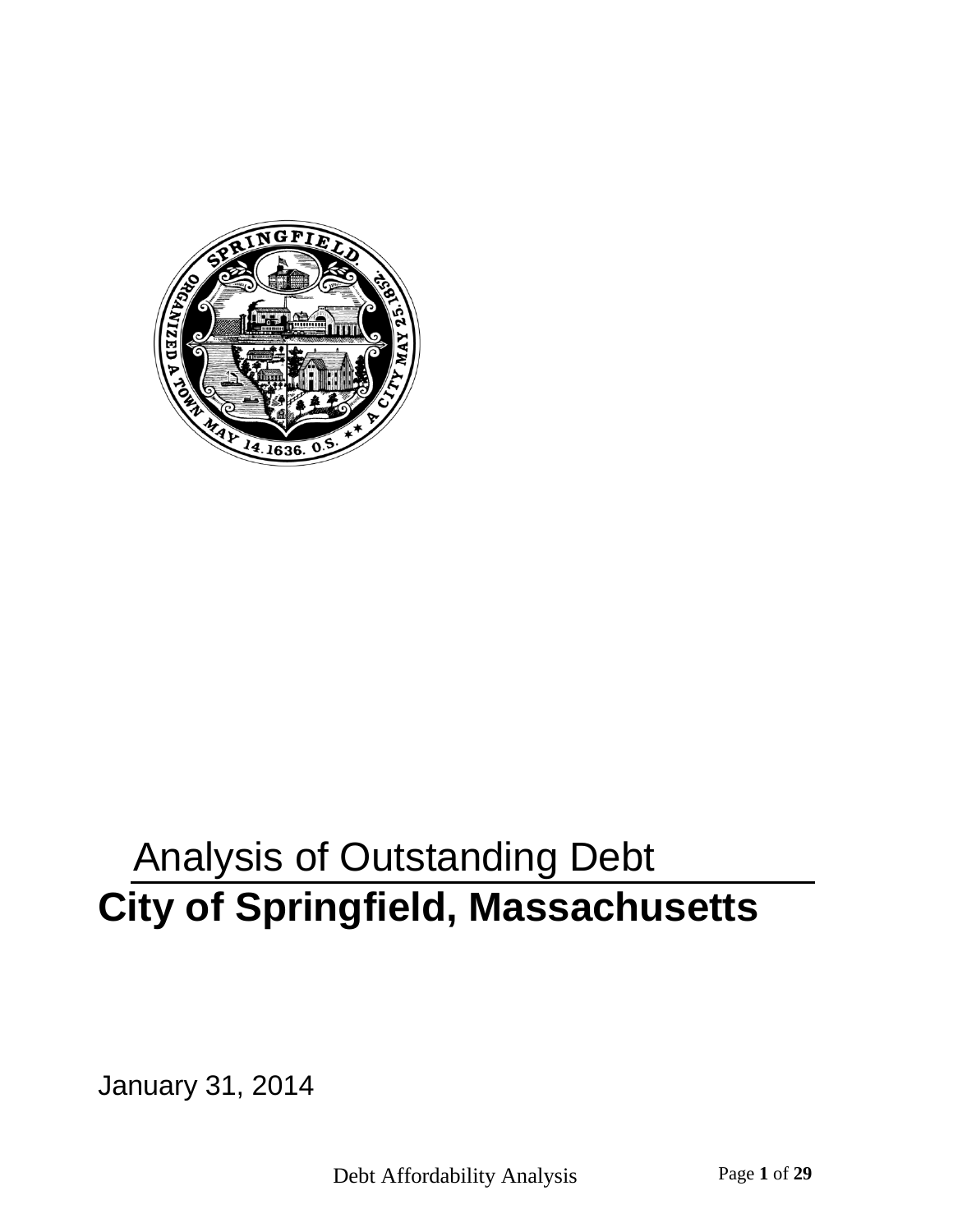Analysis of Outstanding Debt

# City of Springfield, Massachusetts

January 31, 2014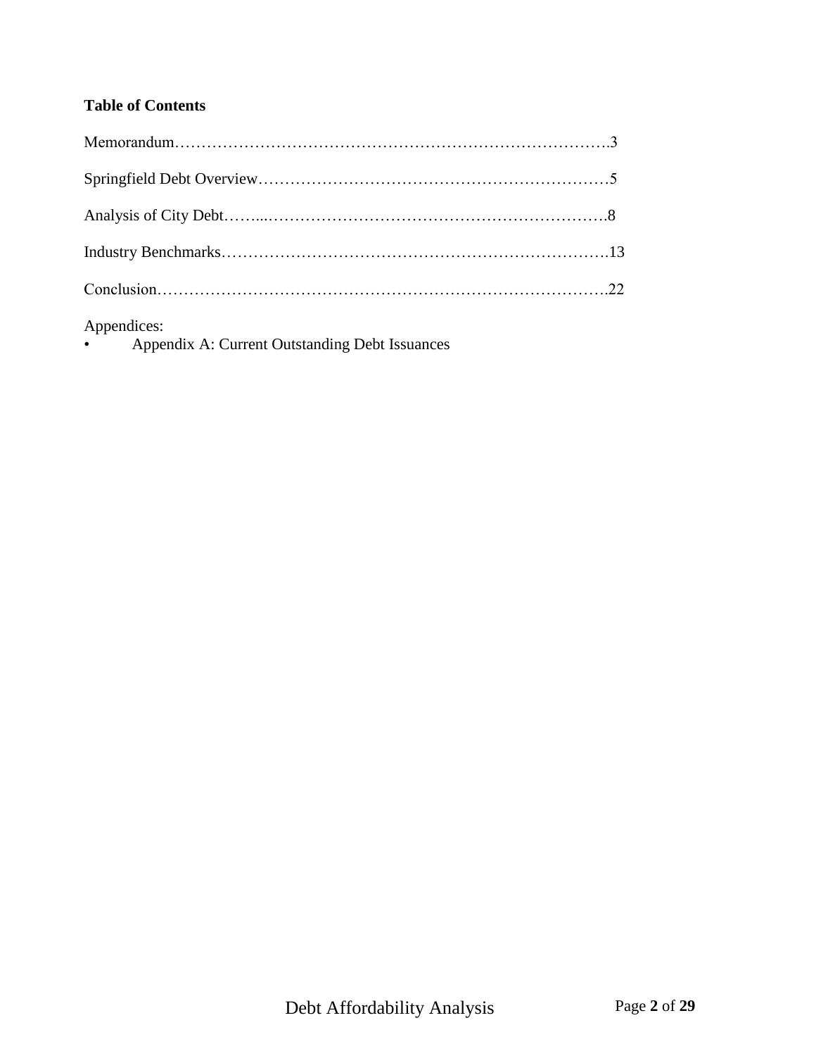**Table of Contents**

Memorandum……………………………………………………………………….3

Springfield Debt Overview…………………………………………………………5

Analysis of City Debt……...…………………………………………………….8

Industry Benchmarks……………………………………………………………….13

Conclusion………………………………………………………………………….22

Appendices:

- Appendix A: Current Outstanding Debt Issuances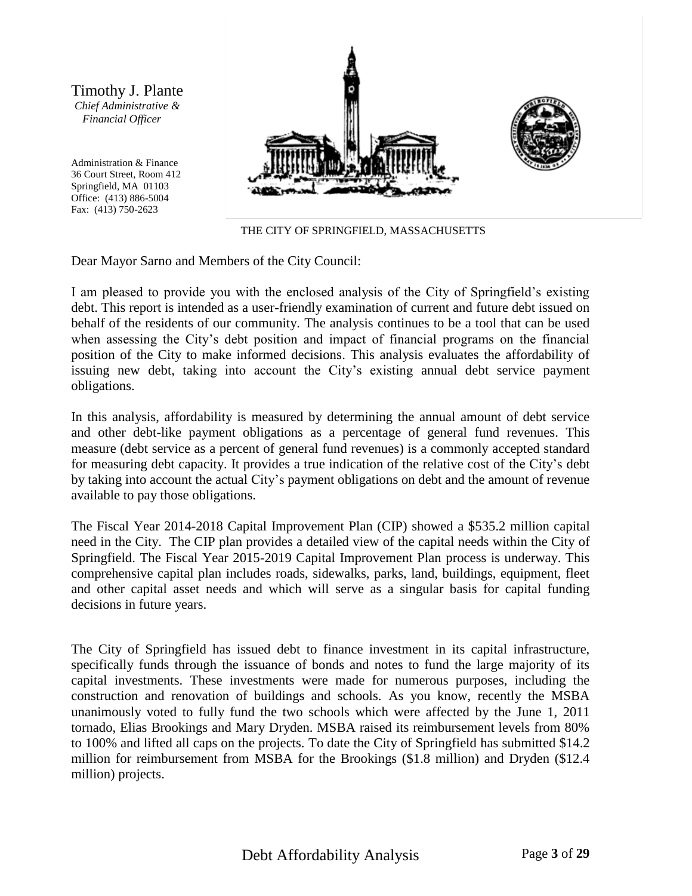Timothy J. Plante
*Chief Administrative & Financial Officer*

Administration & Finance
36 Court Street, Room 412
Springfield, MA 01103
Office: (413) 886-5004
Fax: (413) 750-2623

THE CITY OF SPRINGFIELD, MASSACHUSETTS

Dear Mayor Sarno and Members of the City Council:

I am pleased to provide you with the enclosed analysis of the City of Springfield's existing debt. This report is intended as a user-friendly examination of current and future debt issued on behalf of the residents of our community. The analysis continues to be a tool that can be used when assessing the City's debt position and impact of financial programs on the financial position of the City to make informed decisions. This analysis evaluates the affordability of issuing new debt, taking into account the City's existing annual debt service payment obligations.

In this analysis, affordability is measured by determining the annual amount of debt service and other debt-like payment obligations as a percentage of general fund revenues. This measure (debt service as a percent of general fund revenues) is a commonly accepted standard for measuring debt capacity. It provides a true indication of the relative cost of the City's debt by taking into account the actual City's payment obligations on debt and the amount of revenue available to pay those obligations.

The Fiscal Year 2014-2018 Capital Improvement Plan (CIP) showed a $535.2 million capital need in the City. The CIP plan provides a detailed view of the capital needs within the City of Springfield. The Fiscal Year 2015-2019 Capital Improvement Plan process is underway. This comprehensive capital plan includes roads, sidewalks, parks, land, buildings, equipment, fleet and other capital asset needs and which will serve as a singular basis for capital funding decisions in future years.

The City of Springfield has issued debt to finance investment in its capital infrastructure, specifically funds through the issuance of bonds and notes to fund the large majority of its capital investments. These investments were made for numerous purposes, including the construction and renovation of buildings and schools. As you know, recently the MSBA unanimously voted to fully fund the two schools which were affected by the June 1, 2011 tornado, Elias Brookings and Mary Dryden. MSBA raised its reimbursement levels from 80% to 100% and lifted all caps on the projects. To date the City of Springfield has submitted $14.2 million for reimbursement from MSBA for the Brookings ($1.8 million) and Dryden ($12.4 million) projects.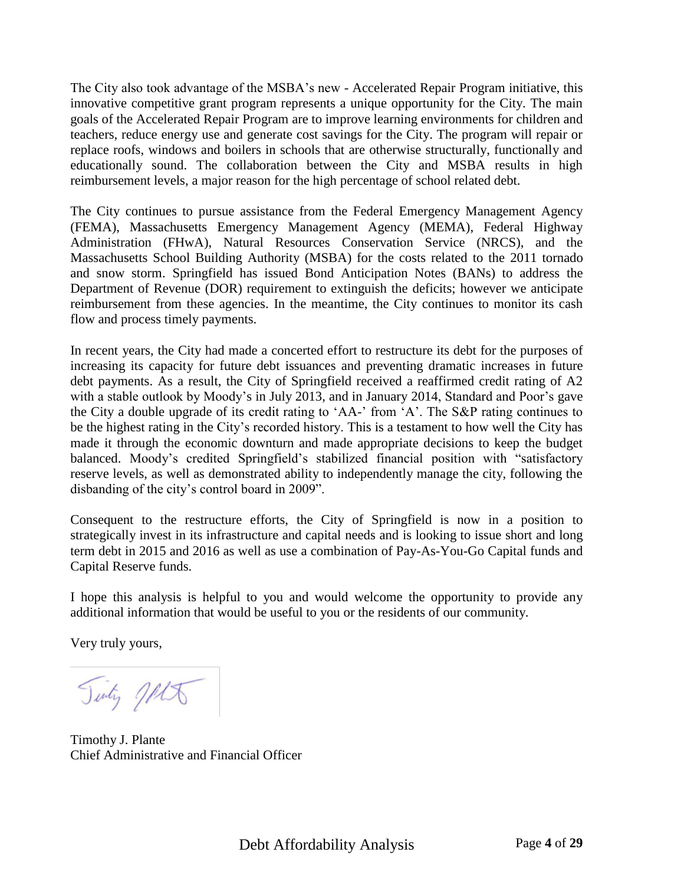The City also took advantage of the MSBA's new - Accelerated Repair Program initiative, this innovative competitive grant program represents a unique opportunity for the City. The main goals of the Accelerated Repair Program are to improve learning environments for children and teachers, reduce energy use and generate cost savings for the City. The program will repair or replace roofs, windows and boilers in schools that are otherwise structurally, functionally and educationally sound. The collaboration between the City and MSBA results in high reimbursement levels, a major reason for the high percentage of school related debt.

The City continues to pursue assistance from the Federal Emergency Management Agency (FEMA), Massachusetts Emergency Management Agency (MEMA), Federal Highway Administration (FHwA), Natural Resources Conservation Service (NRCS), and the Massachusetts School Building Authority (MSBA) for the costs related to the 2011 tornado and snow storm. Springfield has issued Bond Anticipation Notes (BANs) to address the Department of Revenue (DOR) requirement to extinguish the deficits; however we anticipate reimbursement from these agencies. In the meantime, the City continues to monitor its cash flow and process timely payments.

In recent years, the City had made a concerted effort to restructure its debt for the purposes of increasing its capacity for future debt issuances and preventing dramatic increases in future debt payments. As a result, the City of Springfield received a reaffirmed credit rating of A2 with a stable outlook by Moody's in July 2013, and in January 2014, Standard and Poor's gave the City a double upgrade of its credit rating to 'AA-' from 'A'. The S&P rating continues to be the highest rating in the City's recorded history. This is a testament to how well the City has made it through the economic downturn and made appropriate decisions to keep the budget balanced. Moody's credited Springfield's stabilized financial position with "satisfactory reserve levels, as well as demonstrated ability to independently manage the city, following the disbanding of the city's control board in 2009".

Consequent to the restructure efforts, the City of Springfield is now in a position to strategically invest in its infrastructure and capital needs and is looking to issue short and long term debt in 2015 and 2016 as well as use a combination of Pay-As-You-Go Capital funds and Capital Reserve funds.

I hope this analysis is helpful to you and would welcome the opportunity to provide any additional information that would be useful to you or the residents of our community.

Very truly yours,

Timothy J. Plante
Chief Administrative and Financial Officer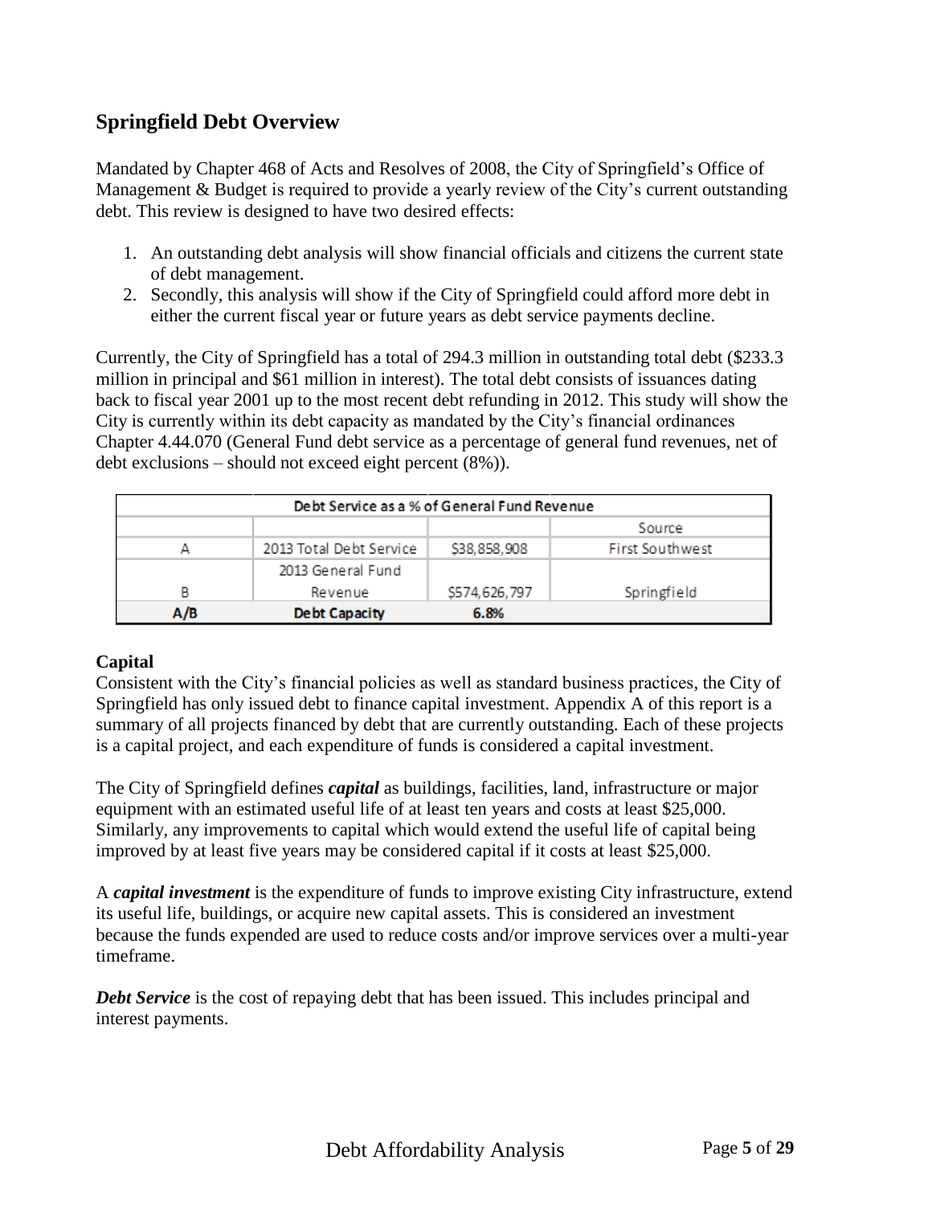## Springfield Debt Overview

Mandated by Chapter 468 of Acts and Resolves of 2008, the City of Springfield's Office of Management & Budget is required to provide a yearly review of the City's current outstanding debt. This review is designed to have two desired effects:

1. An outstanding debt analysis will show financial officials and citizens the current state of debt management.
2. Secondly, this analysis will show if the City of Springfield could afford more debt in either the current fiscal year or future years as debt service payments decline.

Currently, the City of Springfield has a total of 294.3 million in outstanding total debt ($233.3 million in principal and $61 million in interest). The total debt consists of issuances dating back to fiscal year 2001 up to the most recent debt refunding in 2012. This study will show the City is currently within its debt capacity as mandated by the City's financial ordinances Chapter 4.44.070 (General Fund debt service as a percentage of general fund revenues, net of debt exclusions – should not exceed eight percent (8%)).

| Debt Service as a % of General Fund Revenue | | | |
|---|---|---|---|
| | | | Source |
| A | 2013 Total Debt Service | $38,858,908 | First Southwest |
| B | 2013 General Fund Revenue | $574,626,797 | Springfield |
| **A/B** | **Debt Capacity** | **6.8%** | |

### Capital

Consistent with the City's financial policies as well as standard business practices, the City of Springfield has only issued debt to finance capital investment. Appendix A of this report is a summary of all projects financed by debt that are currently outstanding. Each of these projects is a capital project, and each expenditure of funds is considered a capital investment.

The City of Springfield defines ***capital*** as buildings, facilities, land, infrastructure or major equipment with an estimated useful life of at least ten years and costs at least $25,000. Similarly, any improvements to capital which would extend the useful life of capital being improved by at least five years may be considered capital if it costs at least $25,000.

A ***capital investment*** is the expenditure of funds to improve existing City infrastructure, extend its useful life, buildings, or acquire new capital assets. This is considered an investment because the funds expended are used to reduce costs and/or improve services over a multi-year timeframe.

***Debt Service*** is the cost of repaying debt that has been issued. This includes principal and interest payments.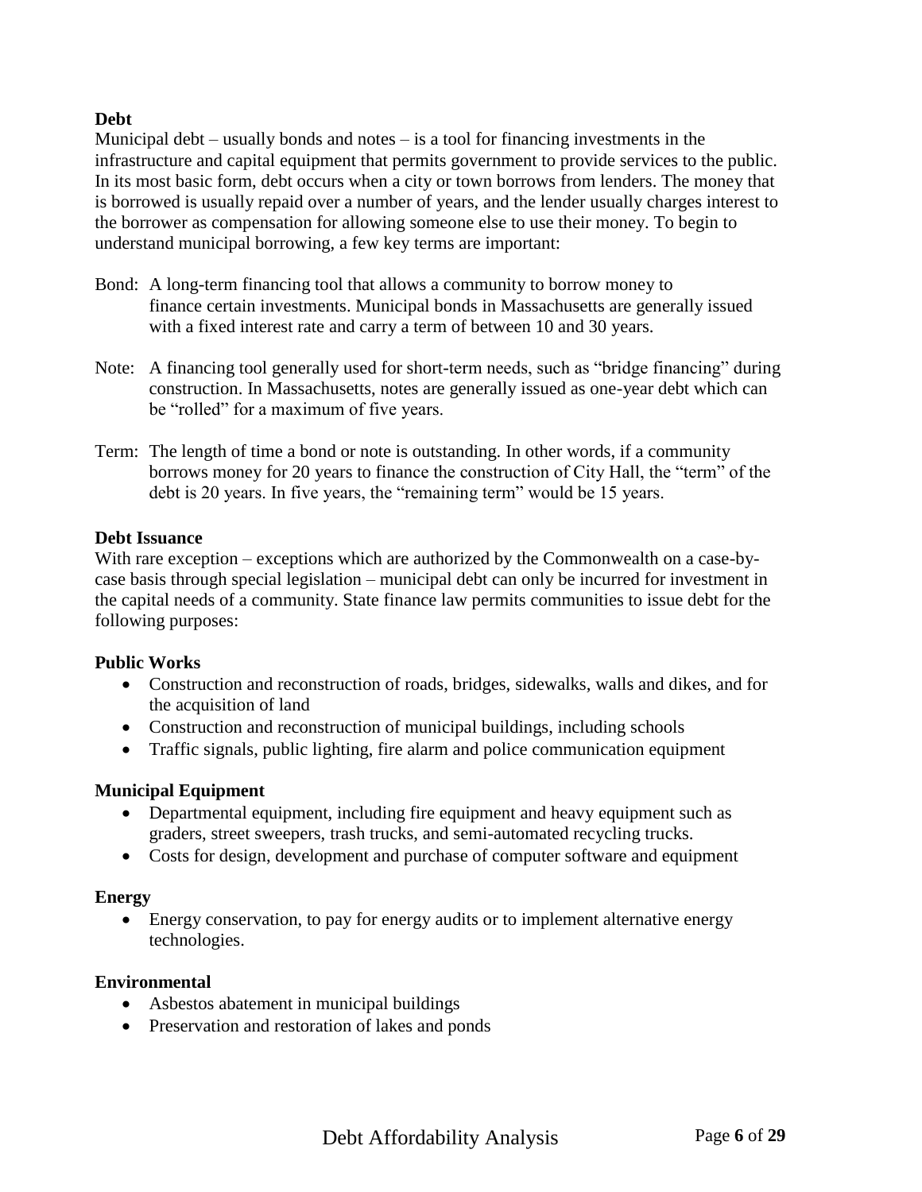**Debt**

Municipal debt – usually bonds and notes – is a tool for financing investments in the infrastructure and capital equipment that permits government to provide services to the public. In its most basic form, debt occurs when a city or town borrows from lenders. The money that is borrowed is usually repaid over a number of years, and the lender usually charges interest to the borrower as compensation for allowing someone else to use their money. To begin to understand municipal borrowing, a few key terms are important:

Bond: A long-term financing tool that allows a community to borrow money to finance certain investments. Municipal bonds in Massachusetts are generally issued with a fixed interest rate and carry a term of between 10 and 30 years.

Note: A financing tool generally used for short-term needs, such as "bridge financing" during construction. In Massachusetts, notes are generally issued as one-year debt which can be "rolled" for a maximum of five years.

Term: The length of time a bond or note is outstanding. In other words, if a community borrows money for 20 years to finance the construction of City Hall, the "term" of the debt is 20 years. In five years, the "remaining term" would be 15 years.

**Debt Issuance**

With rare exception – exceptions which are authorized by the Commonwealth on a case-by-case basis through special legislation – municipal debt can only be incurred for investment in the capital needs of a community. State finance law permits communities to issue debt for the following purposes:

**Public Works**

- Construction and reconstruction of roads, bridges, sidewalks, walls and dikes, and for the acquisition of land
- Construction and reconstruction of municipal buildings, including schools
- Traffic signals, public lighting, fire alarm and police communication equipment

**Municipal Equipment**

- Departmental equipment, including fire equipment and heavy equipment such as graders, street sweepers, trash trucks, and semi-automated recycling trucks.
- Costs for design, development and purchase of computer software and equipment

**Energy**

- Energy conservation, to pay for energy audits or to implement alternative energy technologies.

**Environmental**

- Asbestos abatement in municipal buildings
- Preservation and restoration of lakes and ponds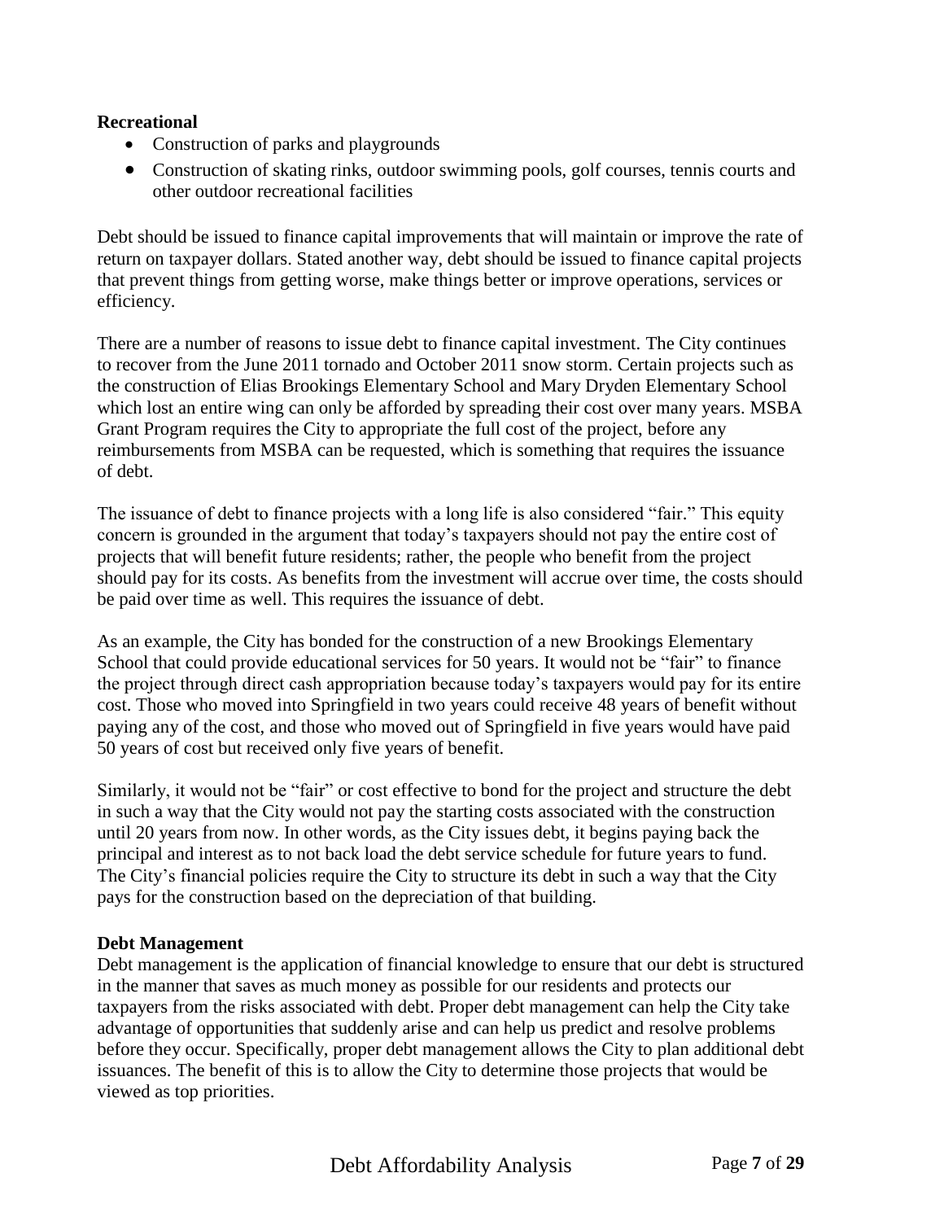**Recreational**

- Construction of parks and playgrounds
- Construction of skating rinks, outdoor swimming pools, golf courses, tennis courts and other outdoor recreational facilities

Debt should be issued to finance capital improvements that will maintain or improve the rate of return on taxpayer dollars. Stated another way, debt should be issued to finance capital projects that prevent things from getting worse, make things better or improve operations, services or efficiency.

There are a number of reasons to issue debt to finance capital investment. The City continues to recover from the June 2011 tornado and October 2011 snow storm. Certain projects such as the construction of Elias Brookings Elementary School and Mary Dryden Elementary School which lost an entire wing can only be afforded by spreading their cost over many years. MSBA Grant Program requires the City to appropriate the full cost of the project, before any reimbursements from MSBA can be requested, which is something that requires the issuance of debt.

The issuance of debt to finance projects with a long life is also considered "fair." This equity concern is grounded in the argument that today's taxpayers should not pay the entire cost of projects that will benefit future residents; rather, the people who benefit from the project should pay for its costs. As benefits from the investment will accrue over time, the costs should be paid over time as well. This requires the issuance of debt.

As an example, the City has bonded for the construction of a new Brookings Elementary School that could provide educational services for 50 years. It would not be "fair" to finance the project through direct cash appropriation because today's taxpayers would pay for its entire cost. Those who moved into Springfield in two years could receive 48 years of benefit without paying any of the cost, and those who moved out of Springfield in five years would have paid 50 years of cost but received only five years of benefit.

Similarly, it would not be "fair" or cost effective to bond for the project and structure the debt in such a way that the City would not pay the starting costs associated with the construction until 20 years from now. In other words, as the City issues debt, it begins paying back the principal and interest as to not back load the debt service schedule for future years to fund. The City's financial policies require the City to structure its debt in such a way that the City pays for the construction based on the depreciation of that building.

**Debt Management**

Debt management is the application of financial knowledge to ensure that our debt is structured in the manner that saves as much money as possible for our residents and protects our taxpayers from the risks associated with debt. Proper debt management can help the City take advantage of opportunities that suddenly arise and can help us predict and resolve problems before they occur. Specifically, proper debt management allows the City to plan additional debt issuances. The benefit of this is to allow the City to determine those projects that would be viewed as top priorities.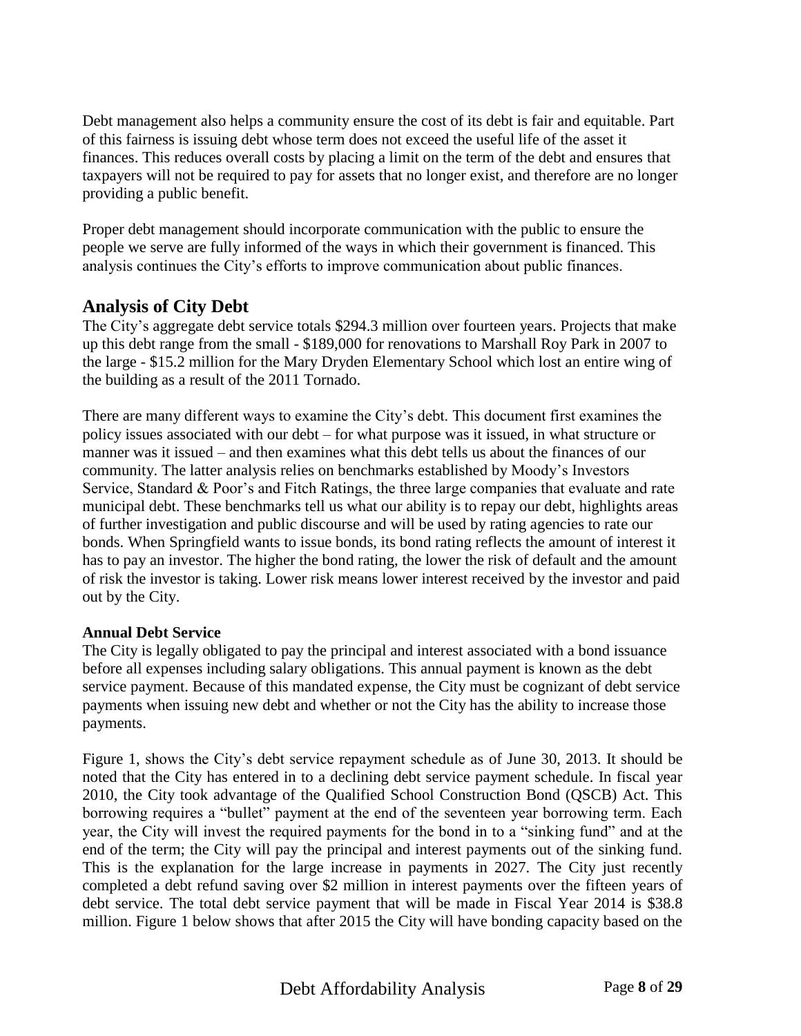Debt management also helps a community ensure the cost of its debt is fair and equitable. Part of this fairness is issuing debt whose term does not exceed the useful life of the asset it finances. This reduces overall costs by placing a limit on the term of the debt and ensures that taxpayers will not be required to pay for assets that no longer exist, and therefore are no longer providing a public benefit.

Proper debt management should incorporate communication with the public to ensure the people we serve are fully informed of the ways in which their government is financed. This analysis continues the City's efforts to improve communication about public finances.

## Analysis of City Debt

The City's aggregate debt service totals $294.3 million over fourteen years. Projects that make up this debt range from the small - $189,000 for renovations to Marshall Roy Park in 2007 to the large - $15.2 million for the Mary Dryden Elementary School which lost an entire wing of the building as a result of the 2011 Tornado.

There are many different ways to examine the City's debt. This document first examines the policy issues associated with our debt – for what purpose was it issued, in what structure or manner was it issued – and then examines what this debt tells us about the finances of our community. The latter analysis relies on benchmarks established by Moody's Investors Service, Standard & Poor's and Fitch Ratings, the three large companies that evaluate and rate municipal debt. These benchmarks tell us what our ability is to repay our debt, highlights areas of further investigation and public discourse and will be used by rating agencies to rate our bonds. When Springfield wants to issue bonds, its bond rating reflects the amount of interest it has to pay an investor. The higher the bond rating, the lower the risk of default and the amount of risk the investor is taking. Lower risk means lower interest received by the investor and paid out by the City.

### Annual Debt Service

The City is legally obligated to pay the principal and interest associated with a bond issuance before all expenses including salary obligations. This annual payment is known as the debt service payment. Because of this mandated expense, the City must be cognizant of debt service payments when issuing new debt and whether or not the City has the ability to increase those payments.

Figure 1, shows the City's debt service repayment schedule as of June 30, 2013. It should be noted that the City has entered in to a declining debt service payment schedule. In fiscal year 2010, the City took advantage of the Qualified School Construction Bond (QSCB) Act. This borrowing requires a "bullet" payment at the end of the seventeen year borrowing term. Each year, the City will invest the required payments for the bond in to a "sinking fund" and at the end of the term; the City will pay the principal and interest payments out of the sinking fund. This is the explanation for the large increase in payments in 2027. The City just recently completed a debt refund saving over $2 million in interest payments over the fifteen years of debt service. The total debt service payment that will be made in Fiscal Year 2014 is $38.8 million. Figure 1 below shows that after 2015 the City will have bonding capacity based on the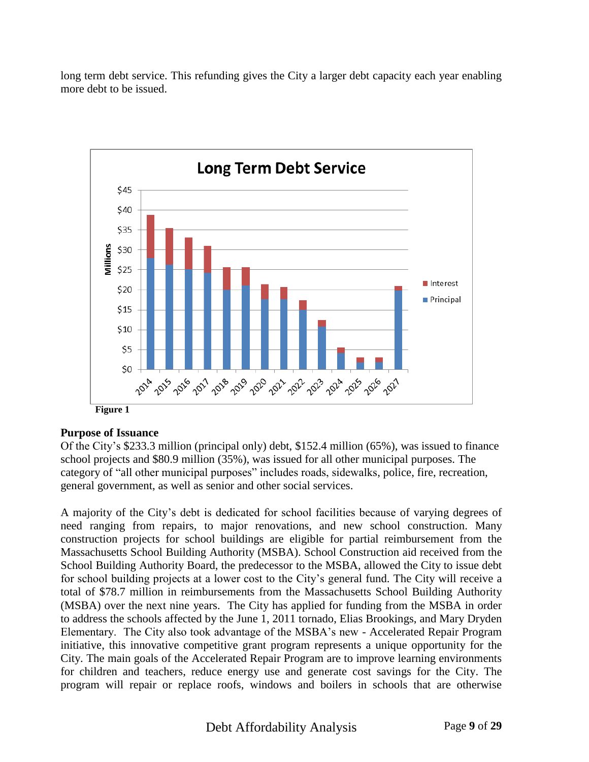long term debt service. This refunding gives the City a larger debt capacity each year enabling more debt to be issued.

Figure 1

**Purpose of Issuance**

Of the City's $233.3 million (principal only) debt, $152.4 million (65%), was issued to finance school projects and $80.9 million (35%), was issued for all other municipal purposes. The category of "all other municipal purposes" includes roads, sidewalks, police, fire, recreation, general government, as well as senior and other social services.

A majority of the City's debt is dedicated for school facilities because of varying degrees of need ranging from repairs, to major renovations, and new school construction. Many construction projects for school buildings are eligible for partial reimbursement from the Massachusetts School Building Authority (MSBA). School Construction aid received from the School Building Authority Board, the predecessor to the MSBA, allowed the City to issue debt for school building projects at a lower cost to the City's general fund. The City will receive a total of $78.7 million in reimbursements from the Massachusetts School Building Authority (MSBA) over the next nine years. The City has applied for funding from the MSBA in order to address the schools affected by the June 1, 2011 tornado, Elias Brookings, and Mary Dryden Elementary. The City also took advantage of the MSBA's new - Accelerated Repair Program initiative, this innovative competitive grant program represents a unique opportunity for the City. The main goals of the Accelerated Repair Program are to improve learning environments for children and teachers, reduce energy use and generate cost savings for the City. The program will repair or replace roofs, windows and boilers in schools that are otherwise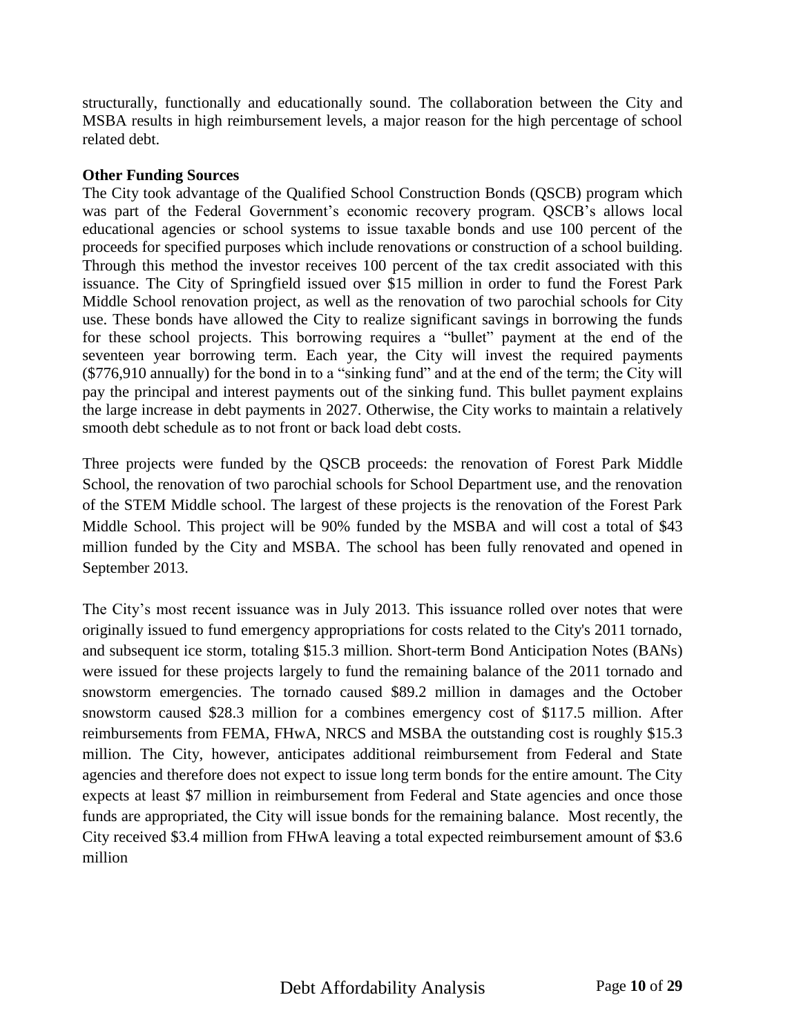structurally, functionally and educationally sound. The collaboration between the City and MSBA results in high reimbursement levels, a major reason for the high percentage of school related debt.

**Other Funding Sources**

The City took advantage of the Qualified School Construction Bonds (QSCB) program which was part of the Federal Government's economic recovery program. QSCB's allows local educational agencies or school systems to issue taxable bonds and use 100 percent of the proceeds for specified purposes which include renovations or construction of a school building. Through this method the investor receives 100 percent of the tax credit associated with this issuance. The City of Springfield issued over $15 million in order to fund the Forest Park Middle School renovation project, as well as the renovation of two parochial schools for City use. These bonds have allowed the City to realize significant savings in borrowing the funds for these school projects. This borrowing requires a "bullet" payment at the end of the seventeen year borrowing term. Each year, the City will invest the required payments ($776,910 annually) for the bond in to a "sinking fund" and at the end of the term; the City will pay the principal and interest payments out of the sinking fund. This bullet payment explains the large increase in debt payments in 2027. Otherwise, the City works to maintain a relatively smooth debt schedule as to not front or back load debt costs.

Three projects were funded by the QSCB proceeds: the renovation of Forest Park Middle School, the renovation of two parochial schools for School Department use, and the renovation of the STEM Middle school. The largest of these projects is the renovation of the Forest Park Middle School. This project will be 90% funded by the MSBA and will cost a total of $43 million funded by the City and MSBA. The school has been fully renovated and opened in September 2013.

The City's most recent issuance was in July 2013. This issuance rolled over notes that were originally issued to fund emergency appropriations for costs related to the City's 2011 tornado, and subsequent ice storm, totaling $15.3 million. Short-term Bond Anticipation Notes (BANs) were issued for these projects largely to fund the remaining balance of the 2011 tornado and snowstorm emergencies. The tornado caused $89.2 million in damages and the October snowstorm caused $28.3 million for a combines emergency cost of $117.5 million. After reimbursements from FEMA, FHwA, NRCS and MSBA the outstanding cost is roughly $15.3 million. The City, however, anticipates additional reimbursement from Federal and State agencies and therefore does not expect to issue long term bonds for the entire amount. The City expects at least $7 million in reimbursement from Federal and State agencies and once those funds are appropriated, the City will issue bonds for the remaining balance. Most recently, the City received $3.4 million from FHwA leaving a total expected reimbursement amount of $3.6 million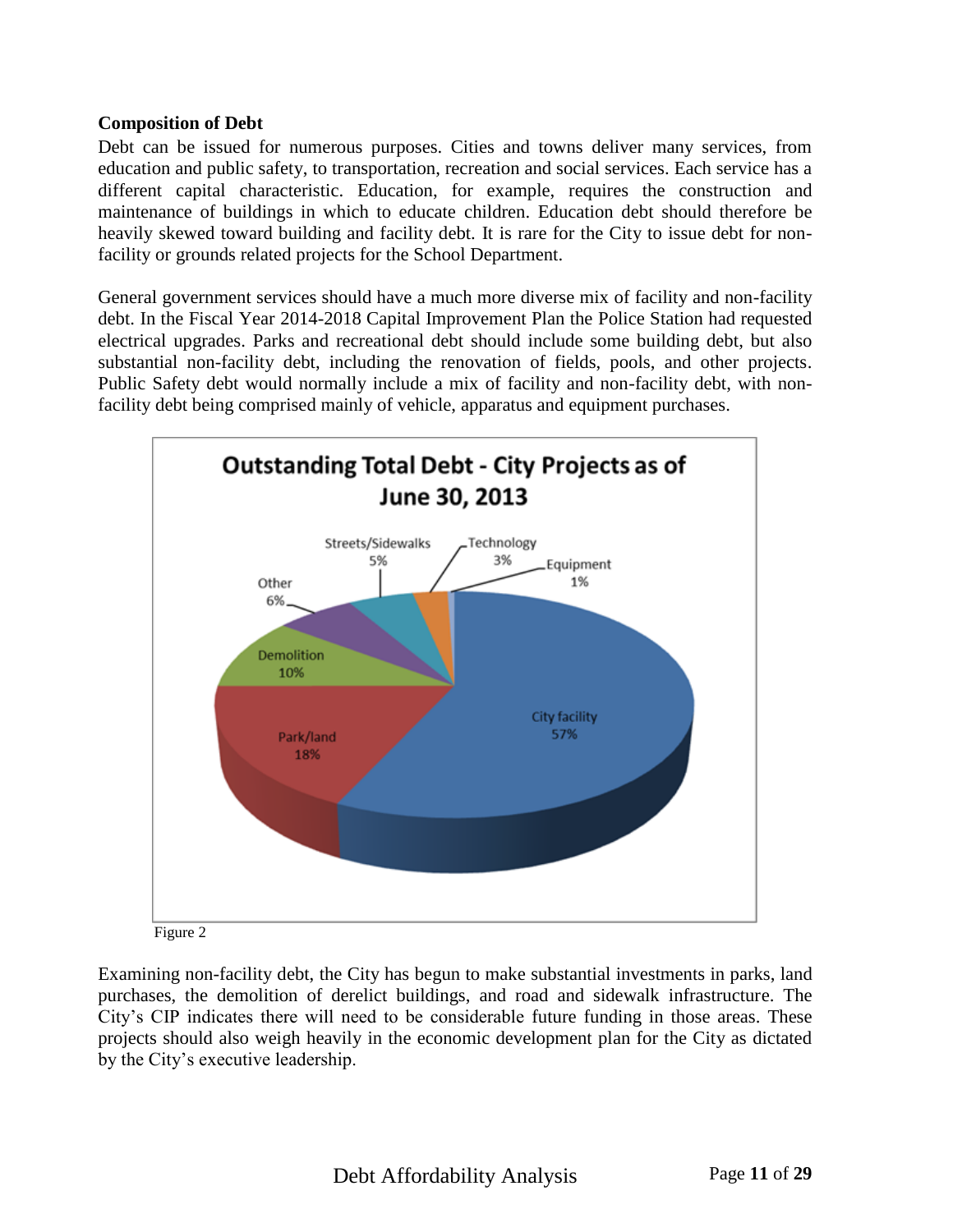**Composition of Debt**

Debt can be issued for numerous purposes. Cities and towns deliver many services, from education and public safety, to transportation, recreation and social services. Each service has a different capital characteristic. Education, for example, requires the construction and maintenance of buildings in which to educate children. Education debt should therefore be heavily skewed toward building and facility debt. It is rare for the City to issue debt for non-facility or grounds related projects for the School Department.

General government services should have a much more diverse mix of facility and non-facility debt. In the Fiscal Year 2014-2018 Capital Improvement Plan the Police Station had requested electrical upgrades. Parks and recreational debt should include some building debt, but also substantial non-facility debt, including the renovation of fields, pools, and other projects. Public Safety debt would normally include a mix of facility and non-facility debt, with non-facility debt being comprised mainly of vehicle, apparatus and equipment purchases.

**Outstanding Total Debt - City Projects as of June 30, 2013**

| Category | Percentage |
|---|---|
| City facility | 57% |
| Park/land | 18% |
| Demolition | 10% |
| Other | 6% |
| Streets/Sidewalks | 5% |
| Technology | 3% |
| Equipment | 1% |

Figure 2

Examining non-facility debt, the City has begun to make substantial investments in parks, land purchases, the demolition of derelict buildings, and road and sidewalk infrastructure. The City's CIP indicates there will need to be considerable future funding in those areas. These projects should also weigh heavily in the economic development plan for the City as dictated by the City's executive leadership.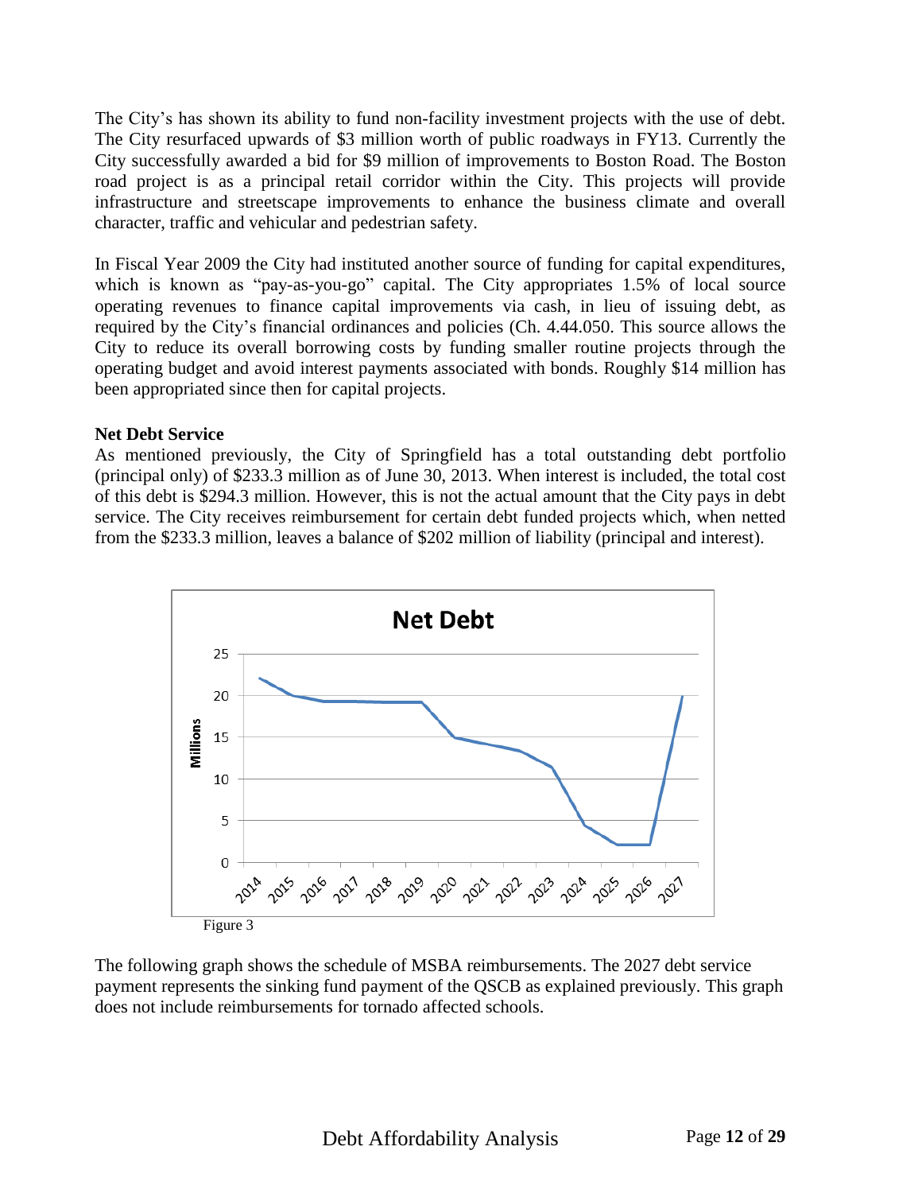The City's has shown its ability to fund non-facility investment projects with the use of debt. The City resurfaced upwards of $3 million worth of public roadways in FY13. Currently the City successfully awarded a bid for $9 million of improvements to Boston Road. The Boston road project is as a principal retail corridor within the City. This projects will provide infrastructure and streetscape improvements to enhance the business climate and overall character, traffic and vehicular and pedestrian safety.

In Fiscal Year 2009 the City had instituted another source of funding for capital expenditures, which is known as "pay-as-you-go" capital. The City appropriates 1.5% of local source operating revenues to finance capital improvements via cash, in lieu of issuing debt, as required by the City's financial ordinances and policies (Ch. 4.44.050. This source allows the City to reduce its overall borrowing costs by funding smaller routine projects through the operating budget and avoid interest payments associated with bonds. Roughly $14 million has been appropriated since then for capital projects.

**Net Debt Service**

As mentioned previously, the City of Springfield has a total outstanding debt portfolio (principal only) of $233.3 million as of June 30, 2013. When interest is included, the total cost of this debt is $294.3 million. However, this is not the actual amount that the City pays in debt service. The City receives reimbursement for certain debt funded projects which, when netted from the $233.3 million, leaves a balance of $202 million of liability (principal and interest).

Figure 3

The following graph shows the schedule of MSBA reimbursements. The 2027 debt service payment represents the sinking fund payment of the QSCB as explained previously. This graph does not include reimbursements for tornado affected schools.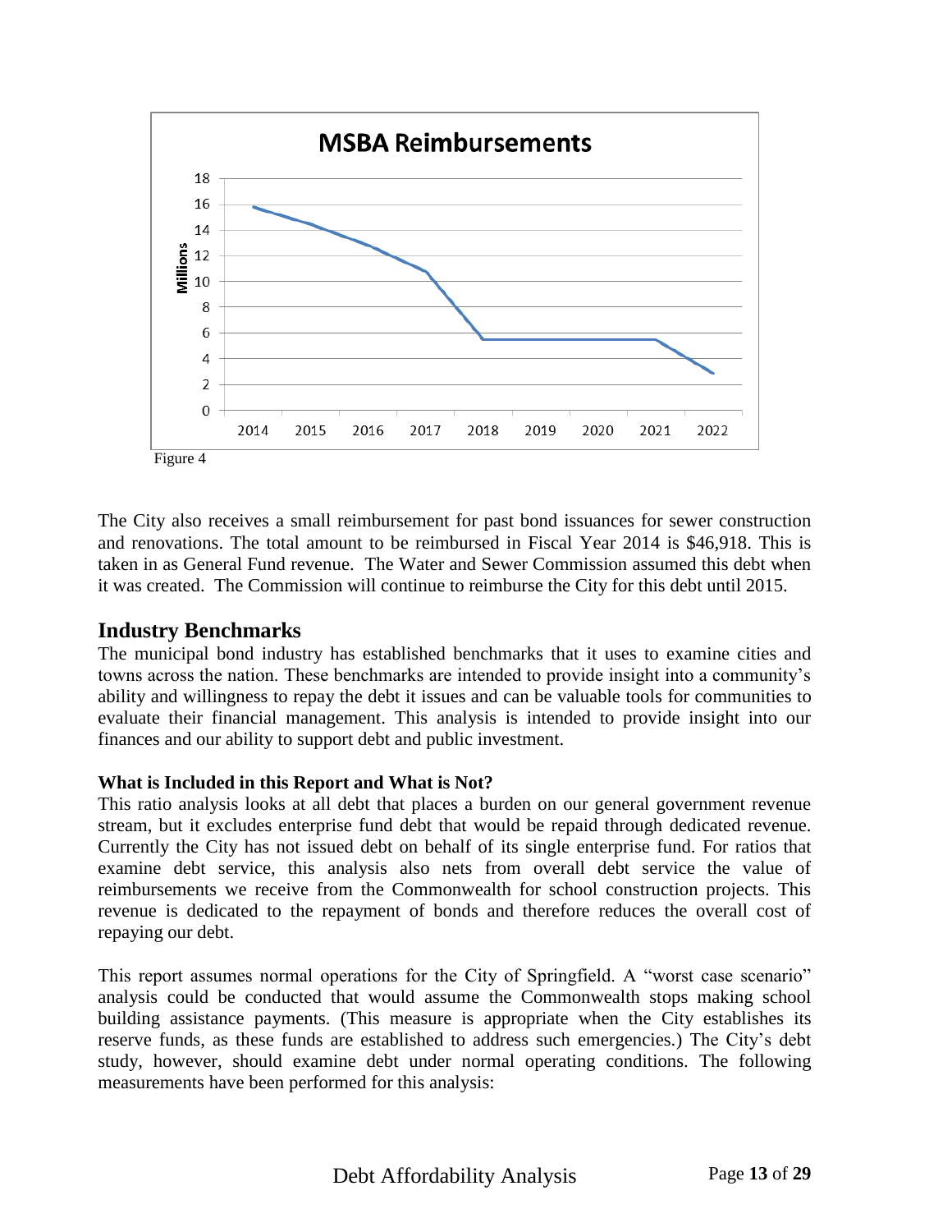Figure 4

The City also receives a small reimbursement for past bond issuances for sewer construction and renovations. The total amount to be reimbursed in Fiscal Year 2014 is $46,918. This is taken in as General Fund revenue. The Water and Sewer Commission assumed this debt when it was created. The Commission will continue to reimburse the City for this debt until 2015.

## Industry Benchmarks

The municipal bond industry has established benchmarks that it uses to examine cities and towns across the nation. These benchmarks are intended to provide insight into a community's ability and willingness to repay the debt it issues and can be valuable tools for communities to evaluate their financial management. This analysis is intended to provide insight into our finances and our ability to support debt and public investment.

**What is Included in this Report and What is Not?**

This ratio analysis looks at all debt that places a burden on our general government revenue stream, but it excludes enterprise fund debt that would be repaid through dedicated revenue. Currently the City has not issued debt on behalf of its single enterprise fund. For ratios that examine debt service, this analysis also nets from overall debt service the value of reimbursements we receive from the Commonwealth for school construction projects. This revenue is dedicated to the repayment of bonds and therefore reduces the overall cost of repaying our debt.

This report assumes normal operations for the City of Springfield. A "worst case scenario" analysis could be conducted that would assume the Commonwealth stops making school building assistance payments. (This measure is appropriate when the City establishes its reserve funds, as these funds are established to address such emergencies.) The City's debt study, however, should examine debt under normal operating conditions. The following measurements have been performed for this analysis: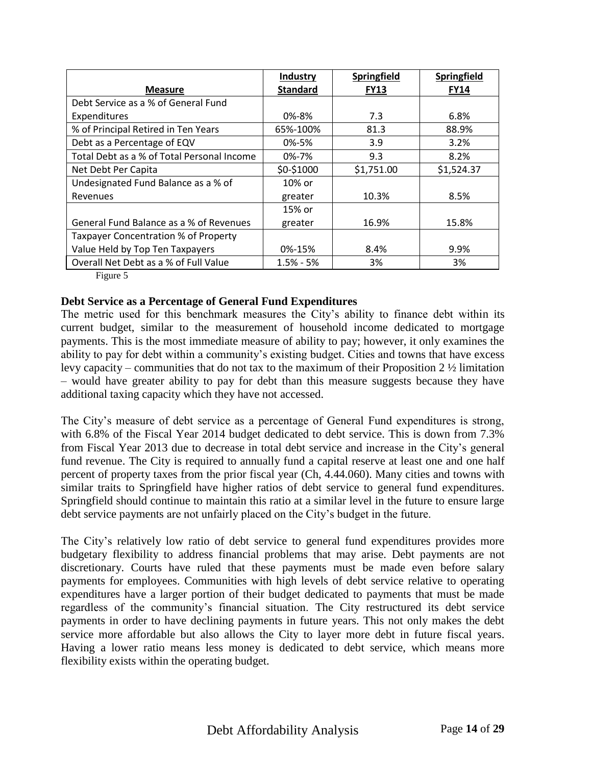| Measure | Industry Standard | Springfield FY13 | Springfield FY14 |
|---|---|---|---|
| Debt Service as a % of General Fund Expenditures | 0%-8% | 7.3 | 6.8% |
| % of Principal Retired in Ten Years | 65%-100% | 81.3 | 88.9% |
| Debt as a Percentage of EQV | 0%-5% | 3.9 | 3.2% |
| Total Debt as a % of Total Personal Income | 0%-7% | 9.3 | 8.2% |
| Net Debt Per Capita | $0-$1000 | $1,751.00 | $1,524.37 |
| Undesignated Fund Balance as a % of Revenues | 10% or greater | 10.3% | 8.5% |
| General Fund Balance as a % of Revenues | 15% or greater | 16.9% | 15.8% |
| Taxpayer Concentration % of Property Value Held by Top Ten Taxpayers | 0%-15% | 8.4% | 9.9% |
| Overall Net Debt as a % of Full Value | 1.5% - 5% | 3% | 3% |

Figure 5

**Debt Service as a Percentage of General Fund Expenditures**

The metric used for this benchmark measures the City's ability to finance debt within its current budget, similar to the measurement of household income dedicated to mortgage payments. This is the most immediate measure of ability to pay; however, it only examines the ability to pay for debt within a community's existing budget. Cities and towns that have excess levy capacity – communities that do not tax to the maximum of their Proposition 2 ½ limitation – would have greater ability to pay for debt than this measure suggests because they have additional taxing capacity which they have not accessed.

The City's measure of debt service as a percentage of General Fund expenditures is strong, with 6.8% of the Fiscal Year 2014 budget dedicated to debt service. This is down from 7.3% from Fiscal Year 2013 due to decrease in total debt service and increase in the City's general fund revenue. The City is required to annually fund a capital reserve at least one and one half percent of property taxes from the prior fiscal year (Ch, 4.44.060). Many cities and towns with similar traits to Springfield have higher ratios of debt service to general fund expenditures. Springfield should continue to maintain this ratio at a similar level in the future to ensure large debt service payments are not unfairly placed on the City's budget in the future.

The City's relatively low ratio of debt service to general fund expenditures provides more budgetary flexibility to address financial problems that may arise. Debt payments are not discretionary. Courts have ruled that these payments must be made even before salary payments for employees. Communities with high levels of debt service relative to operating expenditures have a larger portion of their budget dedicated to payments that must be made regardless of the community's financial situation. The City restructured its debt service payments in order to have declining payments in future years. This not only makes the debt service more affordable but also allows the City to layer more debt in future fiscal years. Having a lower ratio means less money is dedicated to debt service, which means more flexibility exists within the operating budget.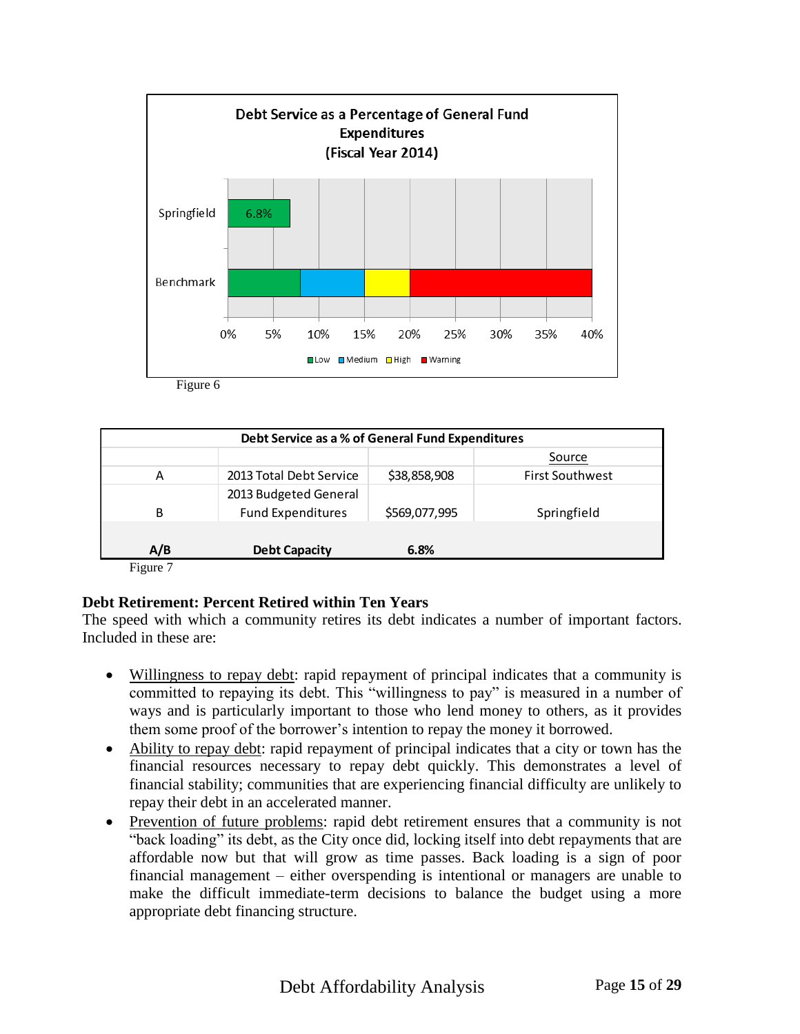Figure 6

| Debt Service as a % of General Fund Expenditures | | | |
|---|---|---|---|
| | | | Source |
| A | 2013 Total Debt Service | $38,858,908 | First Southwest |
| B | 2013 Budgeted General Fund Expenditures | $569,077,995 | Springfield |
| **A/B** | **Debt Capacity** | **6.8%** | |

Figure 7

### Debt Retirement: Percent Retired within Ten Years

The speed with which a community retires its debt indicates a number of important factors. Included in these are:

- Willingness to repay debt: rapid repayment of principal indicates that a community is committed to repaying its debt. This "willingness to pay" is measured in a number of ways and is particularly important to those who lend money to others, as it provides them some proof of the borrower's intention to repay the money it borrowed.
- Ability to repay debt: rapid repayment of principal indicates that a city or town has the financial resources necessary to repay debt quickly. This demonstrates a level of financial stability; communities that are experiencing financial difficulty are unlikely to repay their debt in an accelerated manner.
- Prevention of future problems: rapid debt retirement ensures that a community is not "back loading" its debt, as the City once did, locking itself into debt repayments that are affordable now but that will grow as time passes. Back loading is a sign of poor financial management – either overspending is intentional or managers are unable to make the difficult immediate-term decisions to balance the budget using a more appropriate debt financing structure.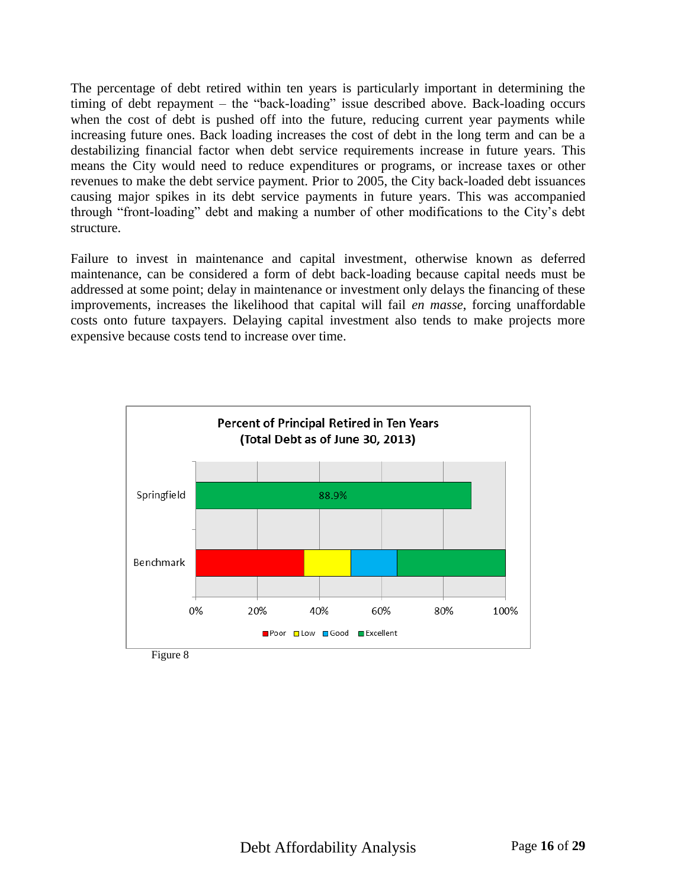The percentage of debt retired within ten years is particularly important in determining the timing of debt repayment – the "back-loading" issue described above. Back-loading occurs when the cost of debt is pushed off into the future, reducing current year payments while increasing future ones. Back loading increases the cost of debt in the long term and can be a destabilizing financial factor when debt service requirements increase in future years. This means the City would need to reduce expenditures or programs, or increase taxes or other revenues to make the debt service payment. Prior to 2005, the City back-loaded debt issuances causing major spikes in its debt service payments in future years. This was accompanied through "front-loading" debt and making a number of other modifications to the City's debt structure.

Failure to invest in maintenance and capital investment, otherwise known as deferred maintenance, can be considered a form of debt back-loading because capital needs must be addressed at some point; delay in maintenance or investment only delays the financing of these improvements, increases the likelihood that capital will fail *en masse*, forcing unaffordable costs onto future taxpayers. Delaying capital investment also tends to make projects more expensive because costs tend to increase over time.

**Percent of Principal Retired in Ten Years**
**(Total Debt as of June 30, 2013)**

| | Value |
|---|---|
| Springfield | 88.9% |
| Benchmark | Poor: 0%–35%; Low: 35%–50%; Good: 50%–65%; Excellent: 65%–100% |

Figure 8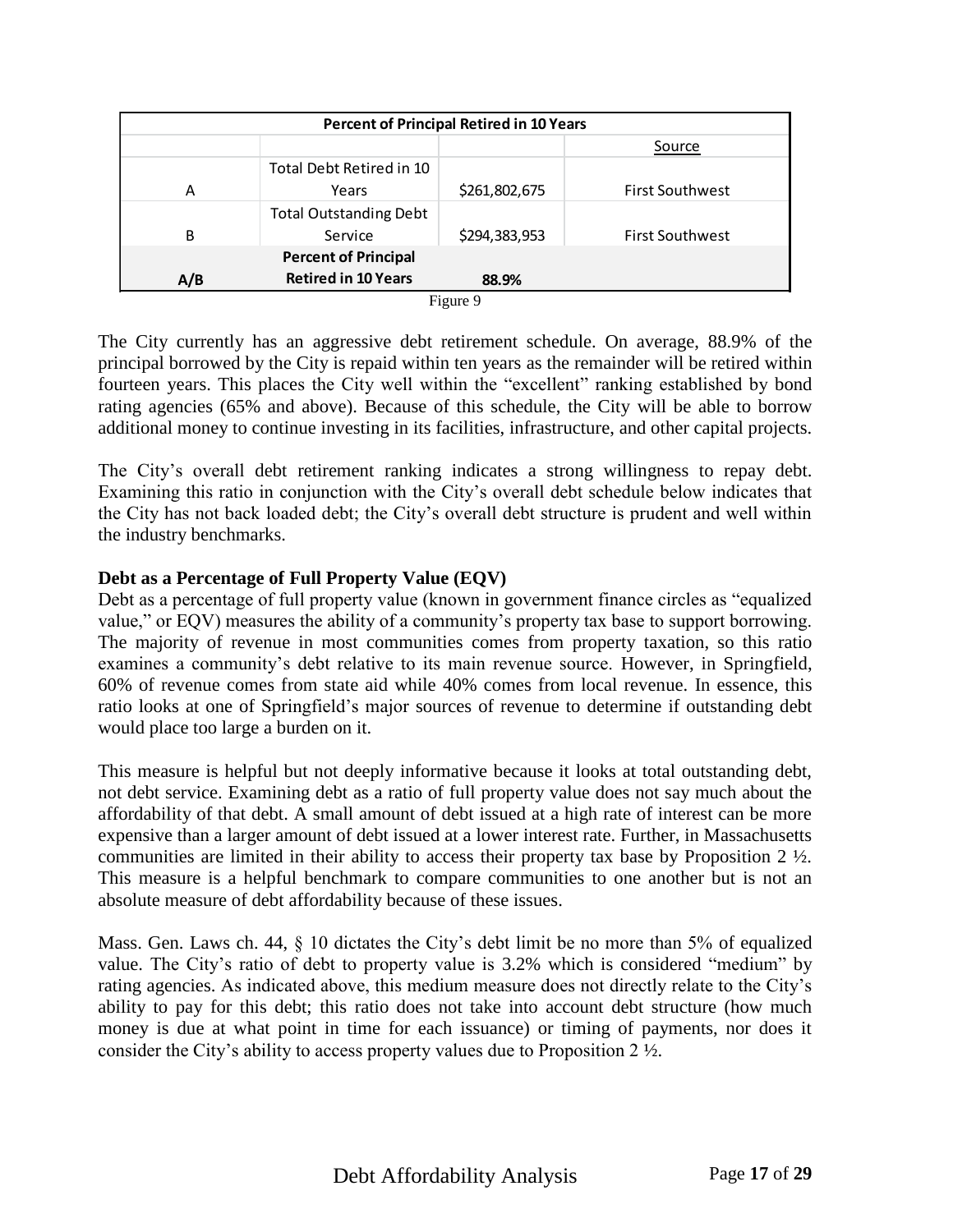| Percent of Principal Retired in 10 Years | | | |
|---|---|---|---|
| | | | Source |
| A | Total Debt Retired in 10 Years | $261,802,675 | First Southwest |
| B | Total Outstanding Debt Service | $294,383,953 | First Southwest |
| **A/B** | **Percent of Principal Retired in 10 Years** | **88.9%** | |

Figure 9

The City currently has an aggressive debt retirement schedule. On average, 88.9% of the principal borrowed by the City is repaid within ten years as the remainder will be retired within fourteen years. This places the City well within the "excellent" ranking established by bond rating agencies (65% and above). Because of this schedule, the City will be able to borrow additional money to continue investing in its facilities, infrastructure, and other capital projects.

The City's overall debt retirement ranking indicates a strong willingness to repay debt. Examining this ratio in conjunction with the City's overall debt schedule below indicates that the City has not back loaded debt; the City's overall debt structure is prudent and well within the industry benchmarks.

**Debt as a Percentage of Full Property Value (EQV)**

Debt as a percentage of full property value (known in government finance circles as "equalized value," or EQV) measures the ability of a community's property tax base to support borrowing. The majority of revenue in most communities comes from property taxation, so this ratio examines a community's debt relative to its main revenue source. However, in Springfield, 60% of revenue comes from state aid while 40% comes from local revenue. In essence, this ratio looks at one of Springfield's major sources of revenue to determine if outstanding debt would place too large a burden on it.

This measure is helpful but not deeply informative because it looks at total outstanding debt, not debt service. Examining debt as a ratio of full property value does not say much about the affordability of that debt. A small amount of debt issued at a high rate of interest can be more expensive than a larger amount of debt issued at a lower interest rate. Further, in Massachusetts communities are limited in their ability to access their property tax base by Proposition 2 ½. This measure is a helpful benchmark to compare communities to one another but is not an absolute measure of debt affordability because of these issues.

Mass. Gen. Laws ch. 44, § 10 dictates the City's debt limit be no more than 5% of equalized value. The City's ratio of debt to property value is 3.2% which is considered "medium" by rating agencies. As indicated above, this medium measure does not directly relate to the City's ability to pay for this debt; this ratio does not take into account debt structure (how much money is due at what point in time for each issuance) or timing of payments, nor does it consider the City's ability to access property values due to Proposition 2 ½.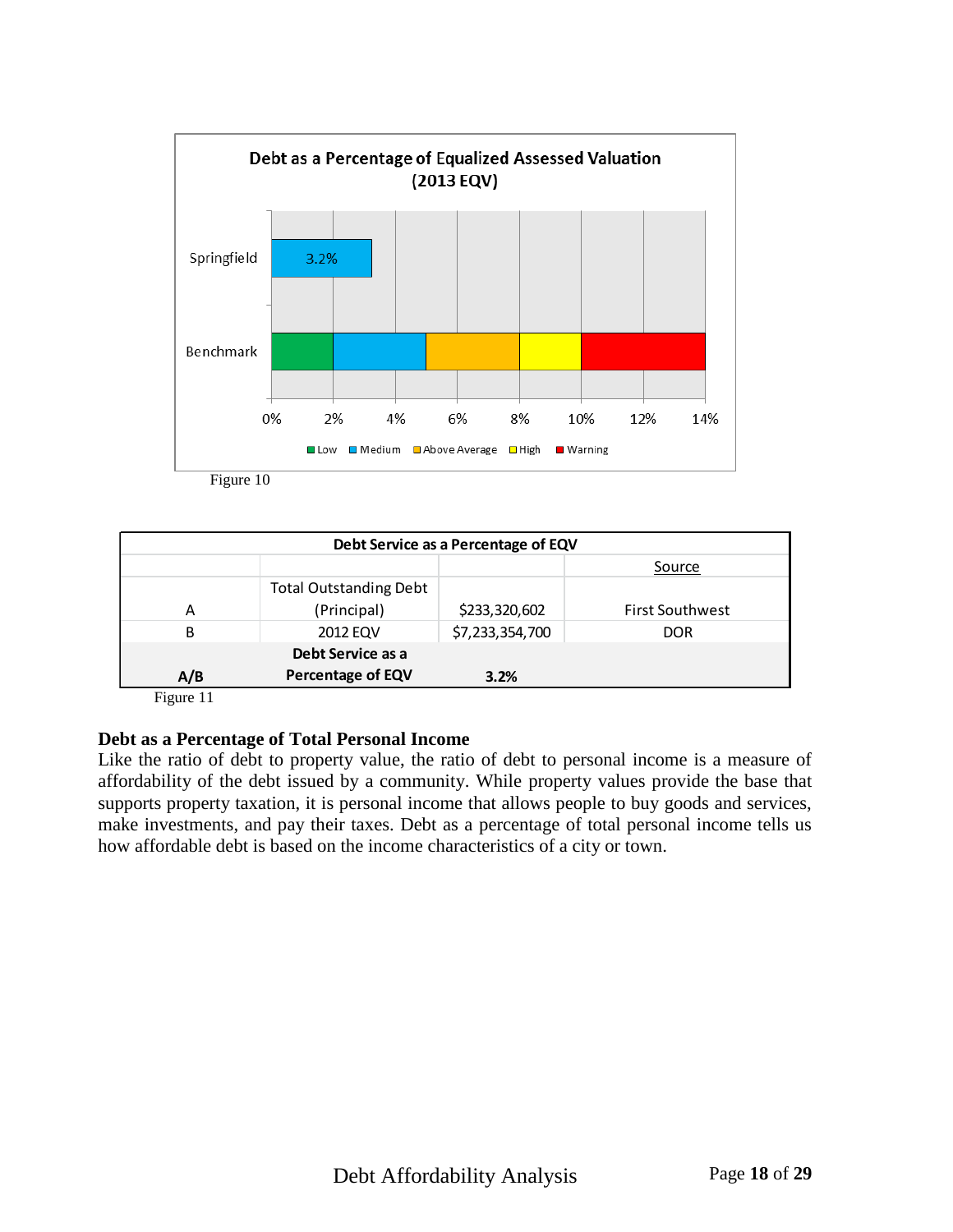Figure 10

| Debt Service as a Percentage of EQV | | | |
|---|---|---|---|
| | | | Source |
| A | Total Outstanding Debt (Principal) | $233,320,602 | First Southwest |
| B | 2012 EQV | $7,233,354,700 | DOR |
| **A/B** | **Debt Service as a Percentage of EQV** | **3.2%** | |

Figure 11

## Debt as a Percentage of Total Personal Income

Like the ratio of debt to property value, the ratio of debt to personal income is a measure of affordability of the debt issued by a community. While property values provide the base that supports property taxation, it is personal income that allows people to buy goods and services, make investments, and pay their taxes. Debt as a percentage of total personal income tells us how affordable debt is based on the income characteristics of a city or town.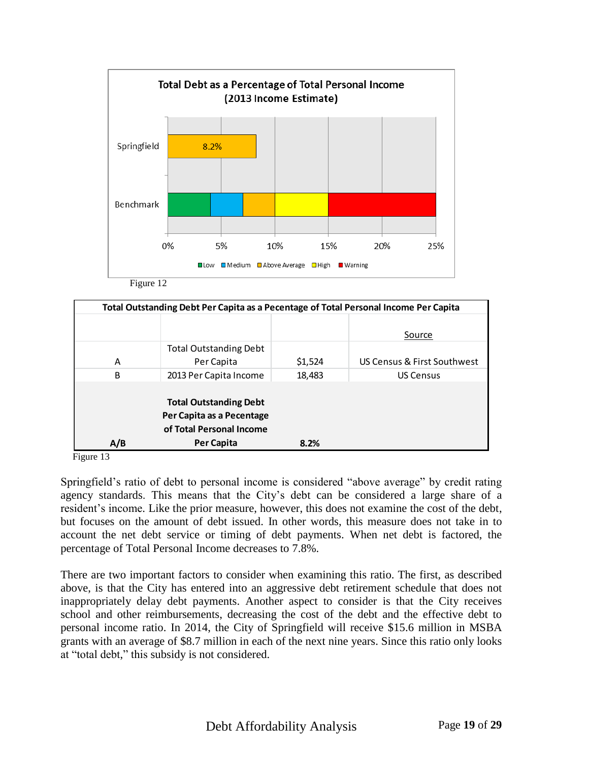**Total Debt as a Percentage of Total Personal Income (2013 Income Estimate)**

| | Value |
|---|---|
| Springfield | 8.2% |

Benchmark: Low (0%–4%), Medium (4%–7%), Above Average (7%–10%), High (10%–15%), Warning (15%–25%)

Figure 12

| Total Outstanding Debt Per Capita as a Pecentage of Total Personal Income Per Capita | | | |
|---|---|---|---|
| | | | Source |
| A | Total Outstanding Debt Per Capita | $1,524 | US Census & First Southwest |
| B | 2013 Per Capita Income | 18,483 | US Census |
| **A/B** | **Total Outstanding Debt Per Capita as a Pecentage of Total Personal Income Per Capita** | **8.2%** | |

Figure 13

Springfield's ratio of debt to personal income is considered "above average" by credit rating agency standards. This means that the City's debt can be considered a large share of a resident's income. Like the prior measure, however, this does not examine the cost of the debt, but focuses on the amount of debt issued. In other words, this measure does not take in to account the net debt service or timing of debt payments. When net debt is factored, the percentage of Total Personal Income decreases to 7.8%.

There are two important factors to consider when examining this ratio. The first, as described above, is that the City has entered into an aggressive debt retirement schedule that does not inappropriately delay debt payments. Another aspect to consider is that the City receives school and other reimbursements, decreasing the cost of the debt and the effective debt to personal income ratio. In 2014, the City of Springfield will receive $15.6 million in MSBA grants with an average of $8.7 million in each of the next nine years. Since this ratio only looks at "total debt," this subsidy is not considered.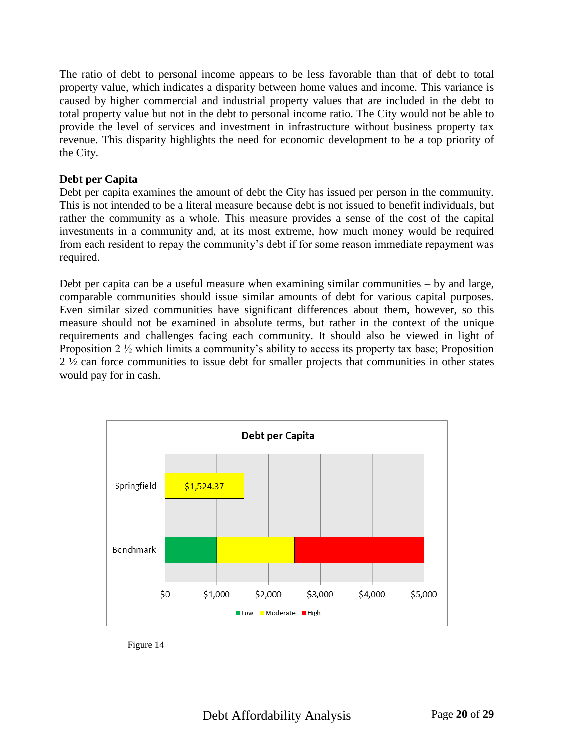The ratio of debt to personal income appears to be less favorable than that of debt to total property value, which indicates a disparity between home values and income. This variance is caused by higher commercial and industrial property values that are included in the debt to total property value but not in the debt to personal income ratio. The City would not be able to provide the level of services and investment in infrastructure without business property tax revenue. This disparity highlights the need for economic development to be a top priority of the City.

**Debt per Capita**

Debt per capita examines the amount of debt the City has issued per person in the community. This is not intended to be a literal measure because debt is not issued to benefit individuals, but rather the community as a whole. This measure provides a sense of the cost of the capital investments in a community and, at its most extreme, how much money would be required from each resident to repay the community's debt if for some reason immediate repayment was required.

Debt per capita can be a useful measure when examining similar communities – by and large, comparable communities should issue similar amounts of debt for various capital purposes. Even similar sized communities have significant differences about them, however, so this measure should not be examined in absolute terms, but rather in the context of the unique requirements and challenges facing each community. It should also be viewed in light of Proposition 2 ½ which limits a community's ability to access its property tax base; Proposition 2 ½ can force communities to issue debt for smaller projects that communities in other states would pay for in cash.

Figure 14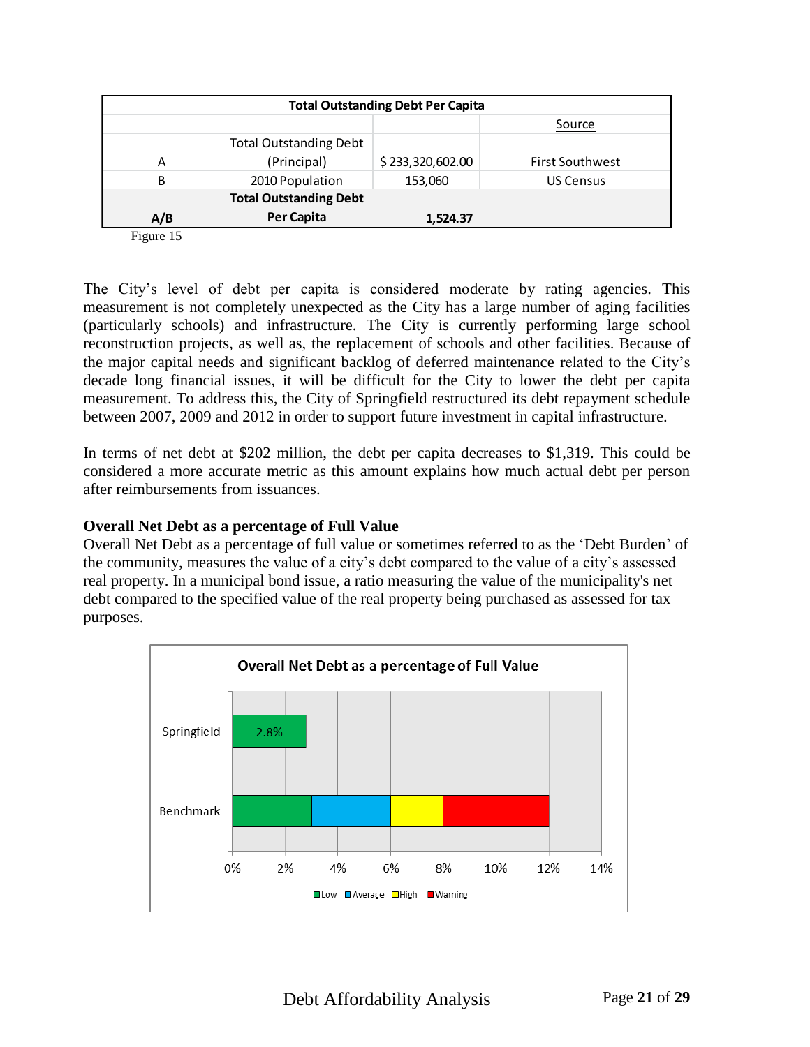| Total Outstanding Debt Per Capita | | | |
|---|---|---|---|
| | | | Source |
| A | Total Outstanding Debt (Principal) | $ 233,320,602.00 | First Southwest |
| B | 2010 Population | 153,060 | US Census |
| **A/B** | **Total Outstanding Debt Per Capita** | **1,524.37** | |

Figure 15

The City's level of debt per capita is considered moderate by rating agencies. This measurement is not completely unexpected as the City has a large number of aging facilities (particularly schools) and infrastructure. The City is currently performing large school reconstruction projects, as well as, the replacement of schools and other facilities. Because of the major capital needs and significant backlog of deferred maintenance related to the City's decade long financial issues, it will be difficult for the City to lower the debt per capita measurement. To address this, the City of Springfield restructured its debt repayment schedule between 2007, 2009 and 2012 in order to support future investment in capital infrastructure.

In terms of net debt at $202 million, the debt per capita decreases to $1,319. This could be considered a more accurate metric as this amount explains how much actual debt per person after reimbursements from issuances.

**Overall Net Debt as a percentage of Full Value**

Overall Net Debt as a percentage of full value or sometimes referred to as the 'Debt Burden' of the community, measures the value of a city's debt compared to the value of a city's assessed real property. In a municipal bond issue, a ratio measuring the value of the municipality's net debt compared to the specified value of the real property being purchased as assessed for tax purposes.

**Overall Net Debt as a percentage of Full Value**

| | Low | Average | High | Warning |
|---|---|---|---|---|
| Springfield | 2.8% | | | |
| Benchmark | 0%–3% | 3%–6% | 6%–8% | 8%–12% |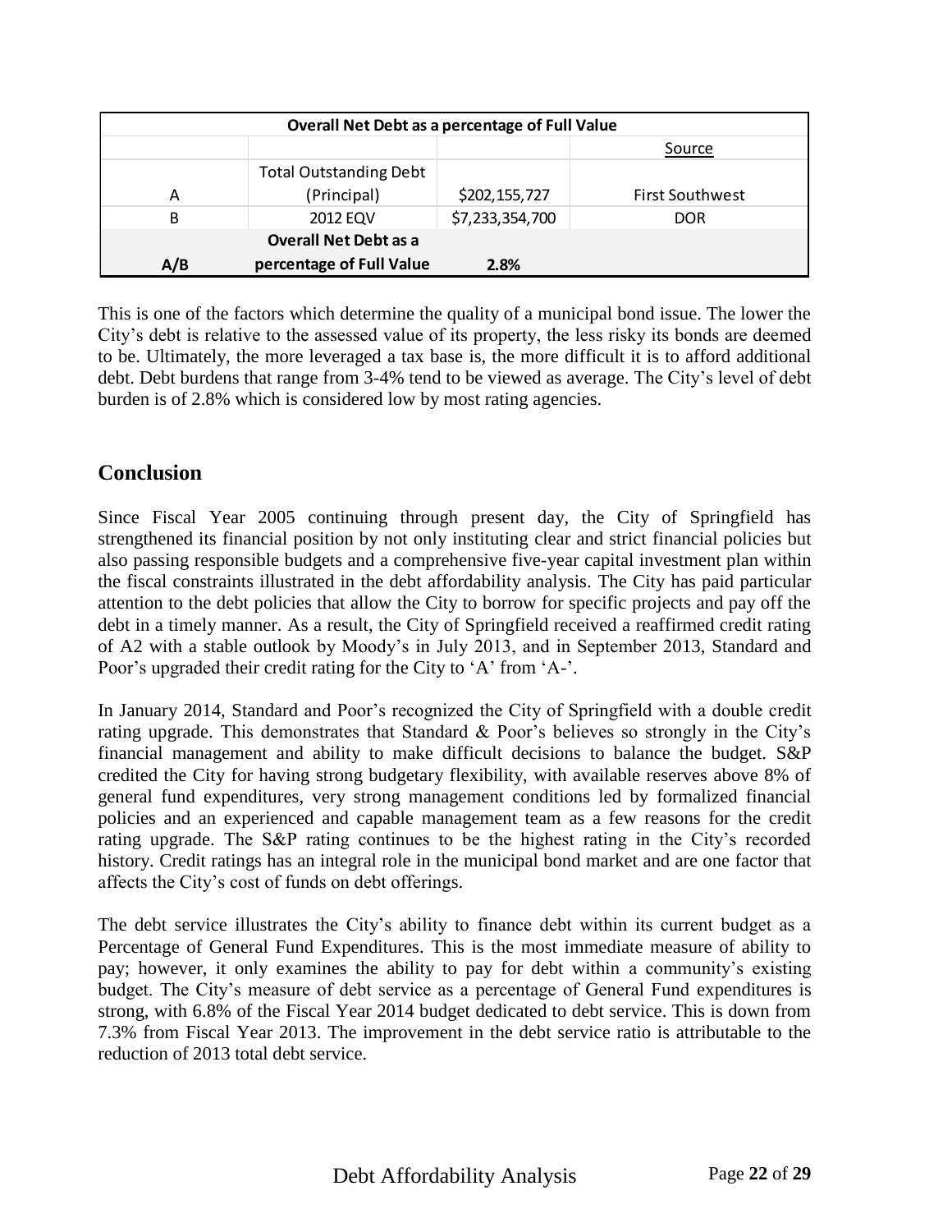| Overall Net Debt as a percentage of Full Value | | | |
|---|---|---|---|
| | | | Source |
| A | Total Outstanding Debt (Principal) | $202,155,727 | First Southwest |
| B | 2012 EQV | $7,233,354,700 | DOR |
| **A/B** | **Overall Net Debt as a percentage of Full Value** | **2.8%** | |

This is one of the factors which determine the quality of a municipal bond issue. The lower the City's debt is relative to the assessed value of its property, the less risky its bonds are deemed to be. Ultimately, the more leveraged a tax base is, the more difficult it is to afford additional debt. Debt burdens that range from 3-4% tend to be viewed as average. The City's level of debt burden is of 2.8% which is considered low by most rating agencies.

## Conclusion

Since Fiscal Year 2005 continuing through present day, the City of Springfield has strengthened its financial position by not only instituting clear and strict financial policies but also passing responsible budgets and a comprehensive five-year capital investment plan within the fiscal constraints illustrated in the debt affordability analysis. The City has paid particular attention to the debt policies that allow the City to borrow for specific projects and pay off the debt in a timely manner. As a result, the City of Springfield received a reaffirmed credit rating of A2 with a stable outlook by Moody's in July 2013, and in September 2013, Standard and Poor's upgraded their credit rating for the City to 'A' from 'A-'.

In January 2014, Standard and Poor's recognized the City of Springfield with a double credit rating upgrade. This demonstrates that Standard & Poor's believes so strongly in the City's financial management and ability to make difficult decisions to balance the budget. S&P credited the City for having strong budgetary flexibility, with available reserves above 8% of general fund expenditures, very strong management conditions led by formalized financial policies and an experienced and capable management team as a few reasons for the credit rating upgrade. The S&P rating continues to be the highest rating in the City's recorded history. Credit ratings has an integral role in the municipal bond market and are one factor that affects the City's cost of funds on debt offerings.

The debt service illustrates the City's ability to finance debt within its current budget as a Percentage of General Fund Expenditures. This is the most immediate measure of ability to pay; however, it only examines the ability to pay for debt within a community's existing budget. The City's measure of debt service as a percentage of General Fund expenditures is strong, with 6.8% of the Fiscal Year 2014 budget dedicated to debt service. This is down from 7.3% from Fiscal Year 2013. The improvement in the debt service ratio is attributable to the reduction of 2013 total debt service.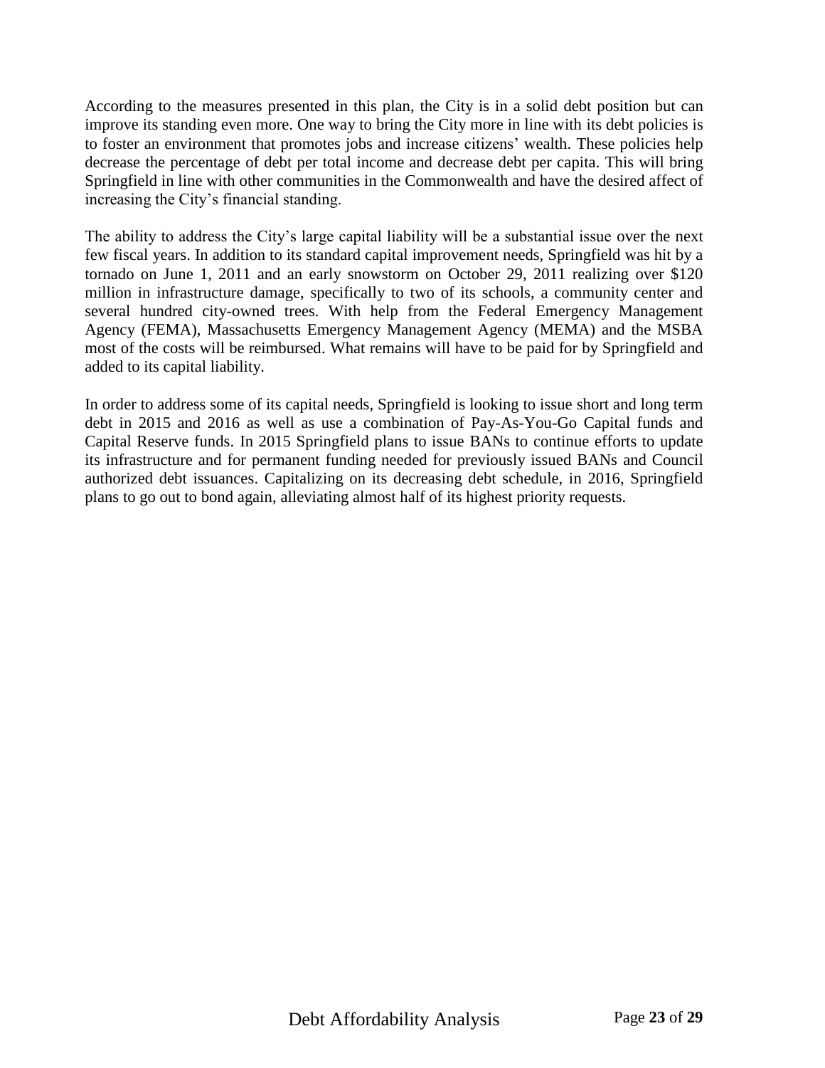According to the measures presented in this plan, the City is in a solid debt position but can improve its standing even more. One way to bring the City more in line with its debt policies is to foster an environment that promotes jobs and increase citizens' wealth. These policies help decrease the percentage of debt per total income and decrease debt per capita. This will bring Springfield in line with other communities in the Commonwealth and have the desired affect of increasing the City's financial standing.

The ability to address the City's large capital liability will be a substantial issue over the next few fiscal years. In addition to its standard capital improvement needs, Springfield was hit by a tornado on June 1, 2011 and an early snowstorm on October 29, 2011 realizing over $120 million in infrastructure damage, specifically to two of its schools, a community center and several hundred city-owned trees. With help from the Federal Emergency Management Agency (FEMA), Massachusetts Emergency Management Agency (MEMA) and the MSBA most of the costs will be reimbursed. What remains will have to be paid for by Springfield and added to its capital liability.

In order to address some of its capital needs, Springfield is looking to issue short and long term debt in 2015 and 2016 as well as use a combination of Pay-As-You-Go Capital funds and Capital Reserve funds. In 2015 Springfield plans to issue BANs to continue efforts to update its infrastructure and for permanent funding needed for previously issued BANs and Council authorized debt issuances. Capitalizing on its decreasing debt schedule, in 2016, Springfield plans to go out to bond again, alleviating almost half of its highest priority requests.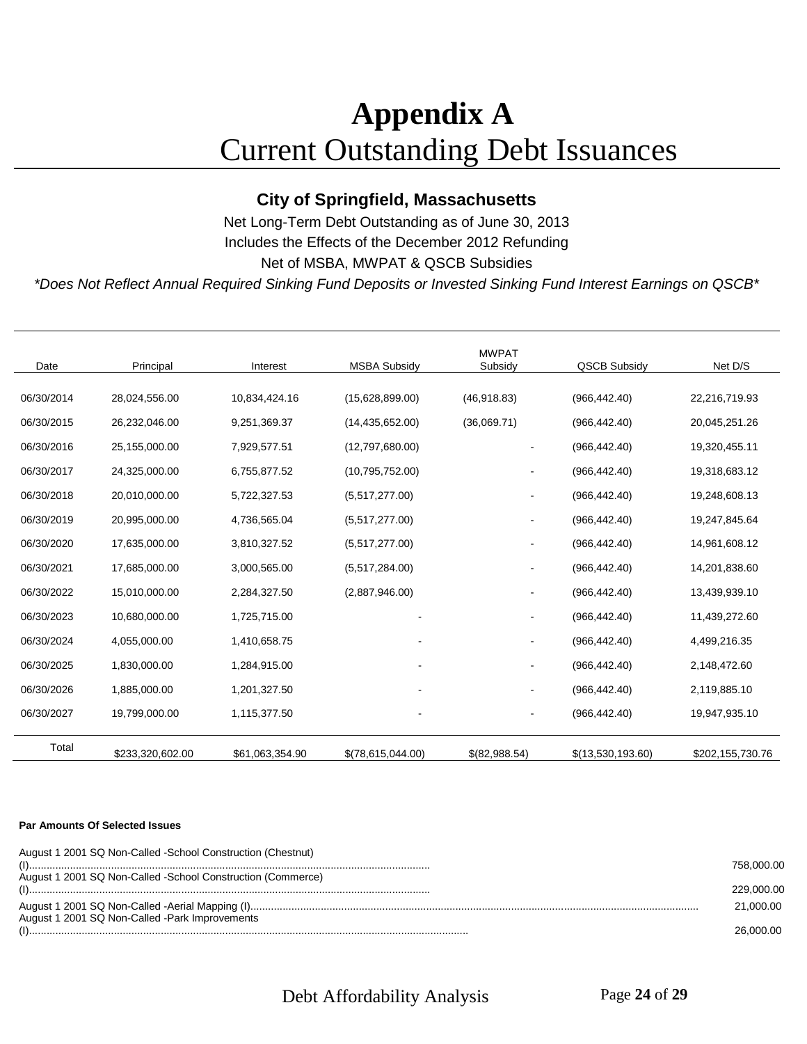# Appendix A
## Current Outstanding Debt Issuances

### City of Springfield, Massachusetts

Net Long-Term Debt Outstanding as of June 30, 2013

Includes the Effects of the December 2012 Refunding

Net of MSBA, MWPAT & QSCB Subsidies

*\*Does Not Reflect Annual Required Sinking Fund Deposits or Invested Sinking Fund Interest Earnings on QSCB\**

| Date | Principal | Interest | MSBA Subsidy | MWPAT Subsidy | QSCB Subsidy | Net D/S |
|---|---|---|---|---|---|---|
| 06/30/2014 | 28,024,556.00 | 10,834,424.16 | (15,628,899.00) | (46,918.83) | (966,442.40) | 22,216,719.93 |
| 06/30/2015 | 26,232,046.00 | 9,251,369.37 | (14,435,652.00) | (36,069.71) | (966,442.40) | 20,045,251.26 |
| 06/30/2016 | 25,155,000.00 | 7,929,577.51 | (12,797,680.00) | - | (966,442.40) | 19,320,455.11 |
| 06/30/2017 | 24,325,000.00 | 6,755,877.52 | (10,795,752.00) | - | (966,442.40) | 19,318,683.12 |
| 06/30/2018 | 20,010,000.00 | 5,722,327.53 | (5,517,277.00) | - | (966,442.40) | 19,248,608.13 |
| 06/30/2019 | 20,995,000.00 | 4,736,565.04 | (5,517,277.00) | - | (966,442.40) | 19,247,845.64 |
| 06/30/2020 | 17,635,000.00 | 3,810,327.52 | (5,517,277.00) | - | (966,442.40) | 14,961,608.12 |
| 06/30/2021 | 17,685,000.00 | 3,000,565.00 | (5,517,284.00) | - | (966,442.40) | 14,201,838.60 |
| 06/30/2022 | 15,010,000.00 | 2,284,327.50 | (2,887,946.00) | - | (966,442.40) | 13,439,939.10 |
| 06/30/2023 | 10,680,000.00 | 1,725,715.00 | - | - | (966,442.40) | 11,439,272.60 |
| 06/30/2024 | 4,055,000.00 | 1,410,658.75 | - | - | (966,442.40) | 4,499,216.35 |
| 06/30/2025 | 1,830,000.00 | 1,284,915.00 | - | - | (966,442.40) | 2,148,472.60 |
| 06/30/2026 | 1,885,000.00 | 1,201,327.50 | - | - | (966,442.40) | 2,119,885.10 |
| 06/30/2027 | 19,799,000.00 | 1,115,377.50 | - | - | (966,442.40) | 19,947,935.10 |
| Total | $233,320,602.00 | $61,063,354.90 | $(78,615,044.00) | $(82,988.54) | $(13,530,193.60) | $202,155,730.76 |

**Par Amounts Of Selected Issues**

| Issue | Amount |
|---|---|
| August 1 2001 SQ Non-Called -School Construction (Chestnut) (I) | 758,000.00 |
| August 1 2001 SQ Non-Called -School Construction (Commerce) (I) | 229,000.00 |
| August 1 2001 SQ Non-Called -Aerial Mapping (I) | 21,000.00 |
| August 1 2001 SQ Non-Called -Park Improvements (I) | 26,000.00 |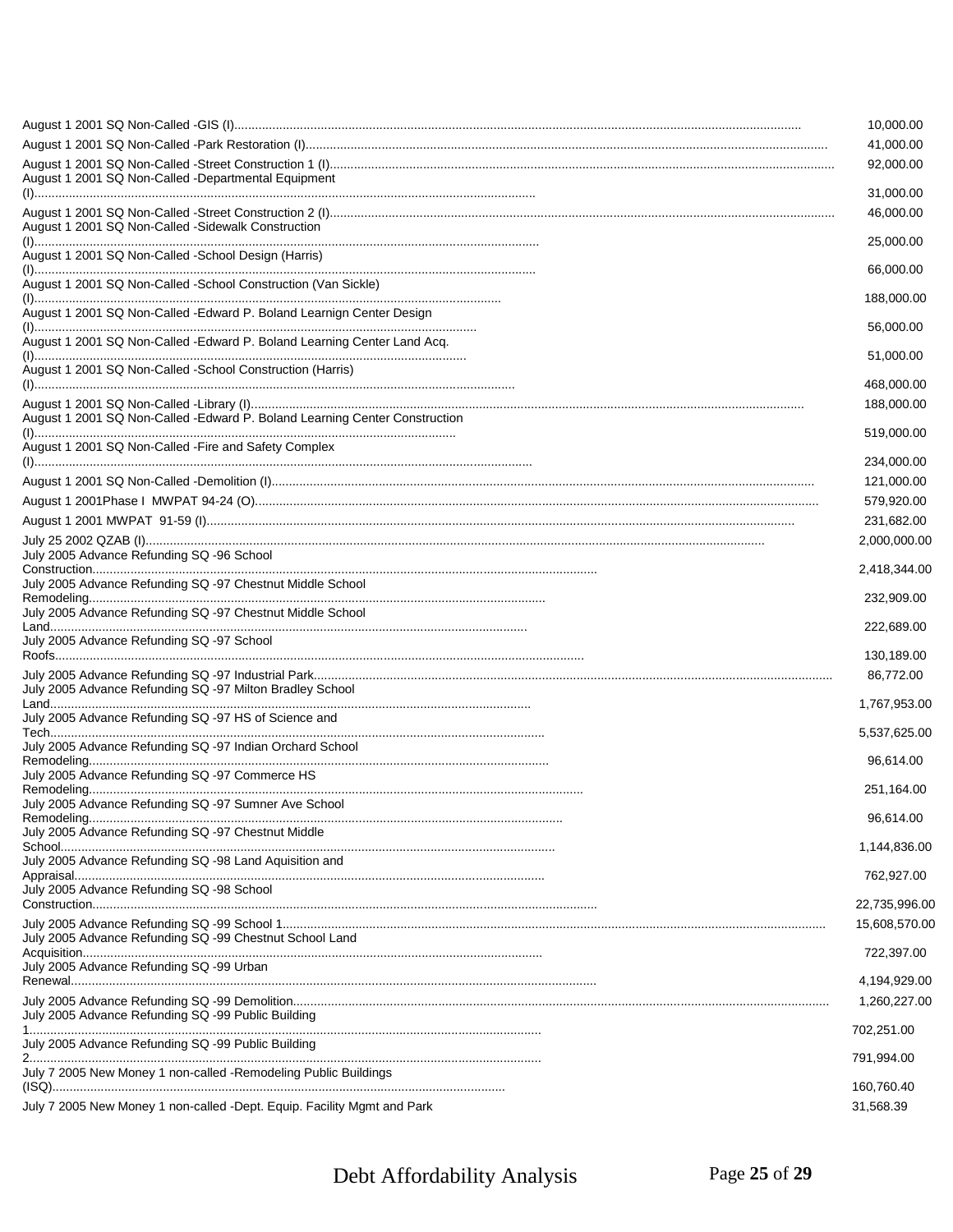| | |
|---|---|
| August 1 2001 SQ Non-Called -GIS (I) | 10,000.00 |
| August 1 2001 SQ Non-Called -Park Restoration (I) | 41,000.00 |
| August 1 2001 SQ Non-Called -Street Construction 1 (I) | 92,000.00 |
| August 1 2001 SQ Non-Called -Departmental Equipment (I) | 31,000.00 |
| August 1 2001 SQ Non-Called -Street Construction 2 (I) | 46,000.00 |
| August 1 2001 SQ Non-Called -Sidewalk Construction (I) | 25,000.00 |
| August 1 2001 SQ Non-Called -School Design (Harris) (I) | 66,000.00 |
| August 1 2001 SQ Non-Called -School Construction (Van Sickle) (I) | 188,000.00 |
| August 1 2001 SQ Non-Called -Edward P. Boland Learnign Center Design (I) | 56,000.00 |
| August 1 2001 SQ Non-Called -Edward P. Boland Learning Center Land Acq. (I) | 51,000.00 |
| August 1 2001 SQ Non-Called -School Construction (Harris) (I) | 468,000.00 |
| August 1 2001 SQ Non-Called -Library (I) | 188,000.00 |
| August 1 2001 SQ Non-Called -Edward P. Boland Learning Center Construction (I) | 519,000.00 |
| August 1 2001 SQ Non-Called -Fire and Safety Complex (I) | 234,000.00 |
| August 1 2001 SQ Non-Called -Demolition (I) | 121,000.00 |
| August 1 2001Phase I MWPAT 94-24 (O) | 579,920.00 |
| August 1 2001 MWPAT 91-59 (I) | 231,682.00 |
| July 25 2002 QZAB (I) | 2,000,000.00 |
| July 2005 Advance Refunding SQ -96 School Construction | 2,418,344.00 |
| July 2005 Advance Refunding SQ -97 Chestnut Middle School Remodeling | 232,909.00 |
| July 2005 Advance Refunding SQ -97 Chestnut Middle School Land | 222,689.00 |
| July 2005 Advance Refunding SQ -97 School Roofs | 130,189.00 |
| July 2005 Advance Refunding SQ -97 Industrial Park | 86,772.00 |
| July 2005 Advance Refunding SQ -97 Milton Bradley School Land | 1,767,953.00 |
| July 2005 Advance Refunding SQ -97 HS of Science and Tech | 5,537,625.00 |
| July 2005 Advance Refunding SQ -97 Indian Orchard School Remodeling | 96,614.00 |
| July 2005 Advance Refunding SQ -97 Commerce HS Remodeling | 251,164.00 |
| July 2005 Advance Refunding SQ -97 Sumner Ave School Remodeling | 96,614.00 |
| July 2005 Advance Refunding SQ -97 Chestnut Middle School | 1,144,836.00 |
| July 2005 Advance Refunding SQ -98 Land Aquisition and Appraisal | 762,927.00 |
| July 2005 Advance Refunding SQ -98 School Construction | 22,735,996.00 |
| July 2005 Advance Refunding SQ -99 School 1 | 15,608,570.00 |
| July 2005 Advance Refunding SQ -99 Chestnut School Land Acquisition | 722,397.00 |
| July 2005 Advance Refunding SQ -99 Urban Renewal | 4,194,929.00 |
| July 2005 Advance Refunding SQ -99 Demolition | 1,260,227.00 |
| July 2005 Advance Refunding SQ -99 Public Building 1 | 702,251.00 |
| July 2005 Advance Refunding SQ -99 Public Building 2 | 791,994.00 |
| July 7 2005 New Money 1 non-called -Remodeling Public Buildings (ISQ) | 160,760.40 |
| July 7 2005 New Money 1 non-called -Dept. Equip. Facility Mgmt and Park | 31,568.39 |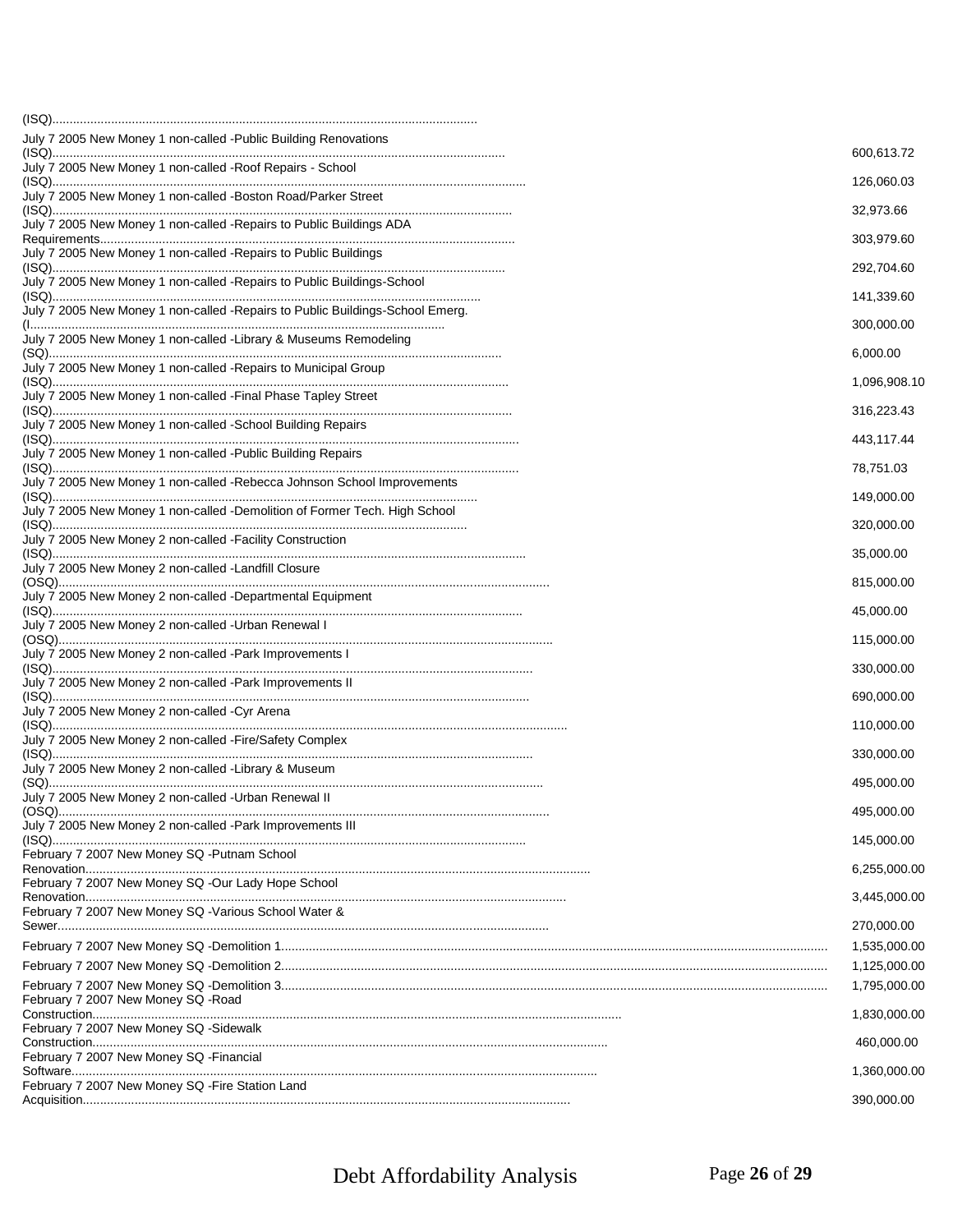| | |
|---|---|
| (ISQ)......................................................................................................................... | |
| July 7 2005 New Money 1 non-called -Public Building Renovations (ISQ)......................................................................................................................... | 600,613.72 |
| July 7 2005 New Money 1 non-called -Roof Repairs - School (ISQ)......................................................................................................................... | 126,060.03 |
| July 7 2005 New Money 1 non-called -Boston Road/Parker Street (ISQ)......................................................................................................................... | 32,973.66 |
| July 7 2005 New Money 1 non-called -Repairs to Public Buildings ADA Requirements......................................................................................................................... | 303,979.60 |
| July 7 2005 New Money 1 non-called -Repairs to Public Buildings (ISQ)......................................................................................................................... | 292,704.60 |
| July 7 2005 New Money 1 non-called -Repairs to Public Buildings-School (ISQ)......................................................................................................................... | 141,339.60 |
| July 7 2005 New Money 1 non-called -Repairs to Public Buildings-School Emerg. (I......................................................................................................................... | 300,000.00 |
| July 7 2005 New Money 1 non-called -Library & Museums Remodeling (SQ)......................................................................................................................... | 6,000.00 |
| July 7 2005 New Money 1 non-called -Repairs to Municipal Group (ISQ)......................................................................................................................... | 1,096,908.10 |
| July 7 2005 New Money 1 non-called -Final Phase Tapley Street (ISQ)......................................................................................................................... | 316,223.43 |
| July 7 2005 New Money 1 non-called -School Building Repairs (ISQ)......................................................................................................................... | 443,117.44 |
| July 7 2005 New Money 1 non-called -Public Building Repairs (ISQ)......................................................................................................................... | 78,751.03 |
| July 7 2005 New Money 1 non-called -Rebecca Johnson School Improvements (ISQ)......................................................................................................................... | 149,000.00 |
| July 7 2005 New Money 1 non-called -Demolition of Former Tech. High School (ISQ)......................................................................................................................... | 320,000.00 |
| July 7 2005 New Money 2 non-called -Facility Construction (ISQ)......................................................................................................................... | 35,000.00 |
| July 7 2005 New Money 2 non-called -Landfill Closure (OSQ)......................................................................................................................... | 815,000.00 |
| July 7 2005 New Money 2 non-called -Departmental Equipment (ISQ)......................................................................................................................... | 45,000.00 |
| July 7 2005 New Money 2 non-called -Urban Renewal I (OSQ)......................................................................................................................... | 115,000.00 |
| July 7 2005 New Money 2 non-called -Park Improvements I (ISQ)......................................................................................................................... | 330,000.00 |
| July 7 2005 New Money 2 non-called -Park Improvements II (ISQ)......................................................................................................................... | 690,000.00 |
| July 7 2005 New Money 2 non-called -Cyr Arena (ISQ)......................................................................................................................... | 110,000.00 |
| July 7 2005 New Money 2 non-called -Fire/Safety Complex (ISQ)......................................................................................................................... | 330,000.00 |
| July 7 2005 New Money 2 non-called -Library & Museum (SQ)......................................................................................................................... | 495,000.00 |
| July 7 2005 New Money 2 non-called -Urban Renewal II (OSQ)......................................................................................................................... | 495,000.00 |
| July 7 2005 New Money 2 non-called -Park Improvements III (ISQ)......................................................................................................................... | 145,000.00 |
| February 7 2007 New Money SQ -Putnam School Renovation......................................................................................................................... | 6,255,000.00 |
| February 7 2007 New Money SQ -Our Lady Hope School Renovation......................................................................................................................... | 3,445,000.00 |
| February 7 2007 New Money SQ -Various School Water & Sewer......................................................................................................................... | 270,000.00 |
| February 7 2007 New Money SQ -Demolition 1......................................................................................................................... | 1,535,000.00 |
| February 7 2007 New Money SQ -Demolition 2......................................................................................................................... | 1,125,000.00 |
| February 7 2007 New Money SQ -Demolition 3......................................................................................................................... | 1,795,000.00 |
| February 7 2007 New Money SQ -Road Construction......................................................................................................................... | 1,830,000.00 |
| February 7 2007 New Money SQ -Sidewalk Construction......................................................................................................................... | 460,000.00 |
| February 7 2007 New Money SQ -Financial Software......................................................................................................................... | 1,360,000.00 |
| February 7 2007 New Money SQ -Fire Station Land Acquisition......................................................................................................................... | 390,000.00 |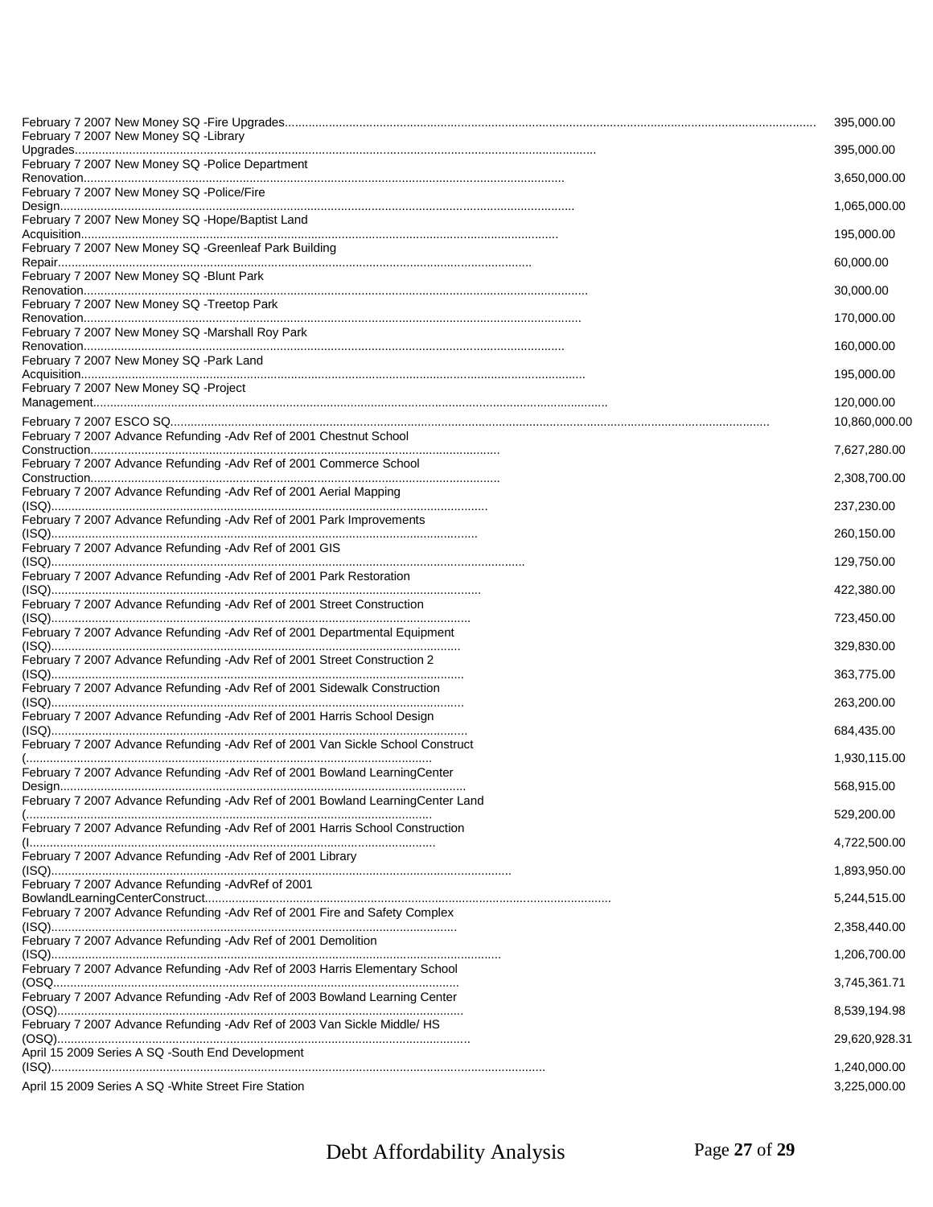| Description | Amount |
| --- | --- |
| February 7 2007 New Money SQ -Fire Upgrades | 395,000.00 |
| February 7 2007 New Money SQ -Library Upgrades | 395,000.00 |
| February 7 2007 New Money SQ -Police Department Renovation | 3,650,000.00 |
| February 7 2007 New Money SQ -Police/Fire Design | 1,065,000.00 |
| February 7 2007 New Money SQ -Hope/Baptist Land Acquisition | 195,000.00 |
| February 7 2007 New Money SQ -Greenleaf Park Building Repair | 60,000.00 |
| February 7 2007 New Money SQ -Blunt Park Renovation | 30,000.00 |
| February 7 2007 New Money SQ -Treetop Park Renovation | 170,000.00 |
| February 7 2007 New Money SQ -Marshall Roy Park Renovation | 160,000.00 |
| February 7 2007 New Money SQ -Park Land Acquisition | 195,000.00 |
| February 7 2007 New Money SQ -Project Management | 120,000.00 |
| February 7 2007 ESCO SQ | 10,860,000.00 |
| February 7 2007 Advance Refunding -Adv Ref of 2001 Chestnut School Construction | 7,627,280.00 |
| February 7 2007 Advance Refunding -Adv Ref of 2001 Commerce School Construction | 2,308,700.00 |
| February 7 2007 Advance Refunding -Adv Ref of 2001 Aerial Mapping (ISQ) | 237,230.00 |
| February 7 2007 Advance Refunding -Adv Ref of 2001 Park Improvements (ISQ) | 260,150.00 |
| February 7 2007 Advance Refunding -Adv Ref of 2001 GIS (ISQ) | 129,750.00 |
| February 7 2007 Advance Refunding -Adv Ref of 2001 Park Restoration (ISQ) | 422,380.00 |
| February 7 2007 Advance Refunding -Adv Ref of 2001 Street Construction (ISQ) | 723,450.00 |
| February 7 2007 Advance Refunding -Adv Ref of 2001 Departmental Equipment (ISQ) | 329,830.00 |
| February 7 2007 Advance Refunding -Adv Ref of 2001 Street Construction 2 (ISQ) | 363,775.00 |
| February 7 2007 Advance Refunding -Adv Ref of 2001 Sidewalk Construction (ISQ) | 263,200.00 |
| February 7 2007 Advance Refunding -Adv Ref of 2001 Harris School Design (ISQ) | 684,435.00 |
| February 7 2007 Advance Refunding -Adv Ref of 2001 Van Sickle School Construct ( | 1,930,115.00 |
| February 7 2007 Advance Refunding -Adv Ref of 2001 Bowland LearningCenter Design | 568,915.00 |
| February 7 2007 Advance Refunding -Adv Ref of 2001 Bowland LearningCenter Land ( | 529,200.00 |
| February 7 2007 Advance Refunding -Adv Ref of 2001 Harris School Construction (I | 4,722,500.00 |
| February 7 2007 Advance Refunding -Adv Ref of 2001 Library (ISQ) | 1,893,950.00 |
| February 7 2007 Advance Refunding -AdvRef of 2001 BowlandLearningCenterConstruct | 5,244,515.00 |
| February 7 2007 Advance Refunding -Adv Ref of 2001 Fire and Safety Complex (ISQ) | 2,358,440.00 |
| February 7 2007 Advance Refunding -Adv Ref of 2001 Demolition (ISQ) | 1,206,700.00 |
| February 7 2007 Advance Refunding -Adv Ref of 2003 Harris Elementary School (OSQ | 3,745,361.71 |
| February 7 2007 Advance Refunding -Adv Ref of 2003 Bowland Learning Center (OSQ) | 8,539,194.98 |
| February 7 2007 Advance Refunding -Adv Ref of 2003 Van Sickle Middle/ HS (OSQ) | 29,620,928.31 |
| April 15 2009 Series A SQ -South End Development (ISQ) | 1,240,000.00 |
| April 15 2009 Series A SQ -White Street Fire Station | 3,225,000.00 |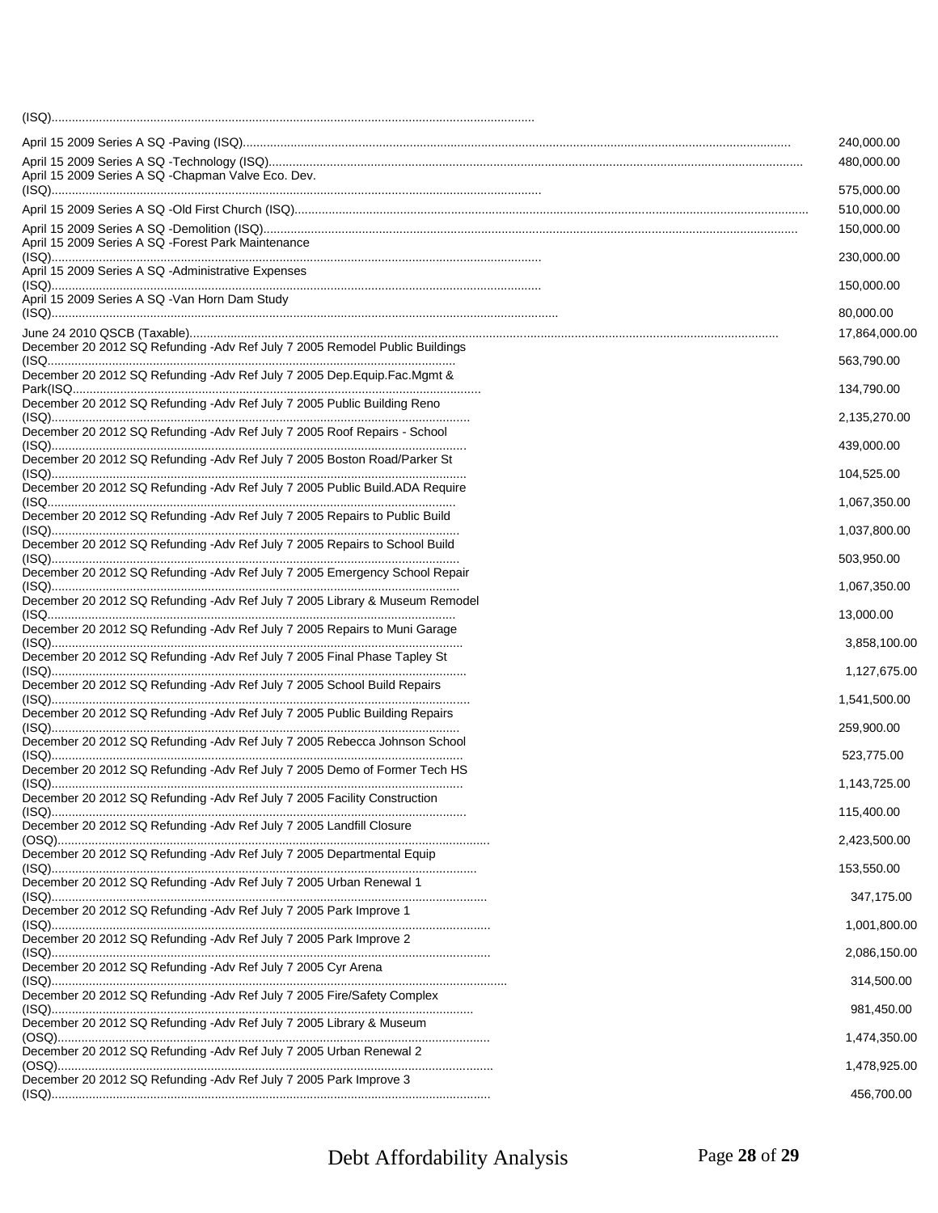(ISQ)................................................................................................................................

| | |
|---|---|
| April 15 2009 Series A SQ -Paving (ISQ) | 240,000.00 |
| April 15 2009 Series A SQ -Technology (ISQ) | 480,000.00 |
| April 15 2009 Series A SQ -Chapman Valve Eco. Dev. (ISQ) | 575,000.00 |
| April 15 2009 Series A SQ -Old First Church (ISQ) | 510,000.00 |
| April 15 2009 Series A SQ -Demolition (ISQ) | 150,000.00 |
| April 15 2009 Series A SQ -Forest Park Maintenance (ISQ) | 230,000.00 |
| April 15 2009 Series A SQ -Administrative Expenses (ISQ) | 150,000.00 |
| April 15 2009 Series A SQ -Van Horn Dam Study (ISQ) | 80,000.00 |
| June 24 2010 QSCB (Taxable) | 17,864,000.00 |
| December 20 2012 SQ Refunding -Adv Ref July 7 2005 Remodel Public Buildings (ISQ | 563,790.00 |
| December 20 2012 SQ Refunding -Adv Ref July 7 2005 Dep.Equip.Fac.Mgmt & Park(ISQ | 134,790.00 |
| December 20 2012 SQ Refunding -Adv Ref July 7 2005 Public Building Reno (ISQ) | 2,135,270.00 |
| December 20 2012 SQ Refunding -Adv Ref July 7 2005 Roof Repairs - School (ISQ) | 439,000.00 |
| December 20 2012 SQ Refunding -Adv Ref July 7 2005 Boston Road/Parker St (ISQ) | 104,525.00 |
| December 20 2012 SQ Refunding -Adv Ref July 7 2005 Public Build.ADA Require (ISQ | 1,067,350.00 |
| December 20 2012 SQ Refunding -Adv Ref July 7 2005 Repairs to Public Build (ISQ) | 1,037,800.00 |
| December 20 2012 SQ Refunding -Adv Ref July 7 2005 Repairs to School Build (ISQ) | 503,950.00 |
| December 20 2012 SQ Refunding -Adv Ref July 7 2005 Emergency School Repair (ISQ) | 1,067,350.00 |
| December 20 2012 SQ Refunding -Adv Ref July 7 2005 Library & Museum Remodel (ISQ | 13,000.00 |
| December 20 2012 SQ Refunding -Adv Ref July 7 2005 Repairs to Muni Garage (ISQ) | 3,858,100.00 |
| December 20 2012 SQ Refunding -Adv Ref July 7 2005 Final Phase Tapley St (ISQ) | 1,127,675.00 |
| December 20 2012 SQ Refunding -Adv Ref July 7 2005 School Build Repairs (ISQ) | 1,541,500.00 |
| December 20 2012 SQ Refunding -Adv Ref July 7 2005 Public Building Repairs (ISQ) | 259,900.00 |
| December 20 2012 SQ Refunding -Adv Ref July 7 2005 Rebecca Johnson School (ISQ) | 523,775.00 |
| December 20 2012 SQ Refunding -Adv Ref July 7 2005 Demo of Former Tech HS (ISQ) | 1,143,725.00 |
| December 20 2012 SQ Refunding -Adv Ref July 7 2005 Facility Construction (ISQ) | 115,400.00 |
| December 20 2012 SQ Refunding -Adv Ref July 7 2005 Landfill Closure (OSQ) | 2,423,500.00 |
| December 20 2012 SQ Refunding -Adv Ref July 7 2005 Departmental Equip (ISQ) | 153,550.00 |
| December 20 2012 SQ Refunding -Adv Ref July 7 2005 Urban Renewal 1 (ISQ) | 347,175.00 |
| December 20 2012 SQ Refunding -Adv Ref July 7 2005 Park Improve 1 (ISQ) | 1,001,800.00 |
| December 20 2012 SQ Refunding -Adv Ref July 7 2005 Park Improve 2 (ISQ) | 2,086,150.00 |
| December 20 2012 SQ Refunding -Adv Ref July 7 2005 Cyr Arena (ISQ) | 314,500.00 |
| December 20 2012 SQ Refunding -Adv Ref July 7 2005 Fire/Safety Complex (ISQ) | 981,450.00 |
| December 20 2012 SQ Refunding -Adv Ref July 7 2005 Library & Museum (OSQ) | 1,474,350.00 |
| December 20 2012 SQ Refunding -Adv Ref July 7 2005 Urban Renewal 2 (OSQ) | 1,478,925.00 |
| December 20 2012 SQ Refunding -Adv Ref July 7 2005 Park Improve 3 (ISQ) | 456,700.00 |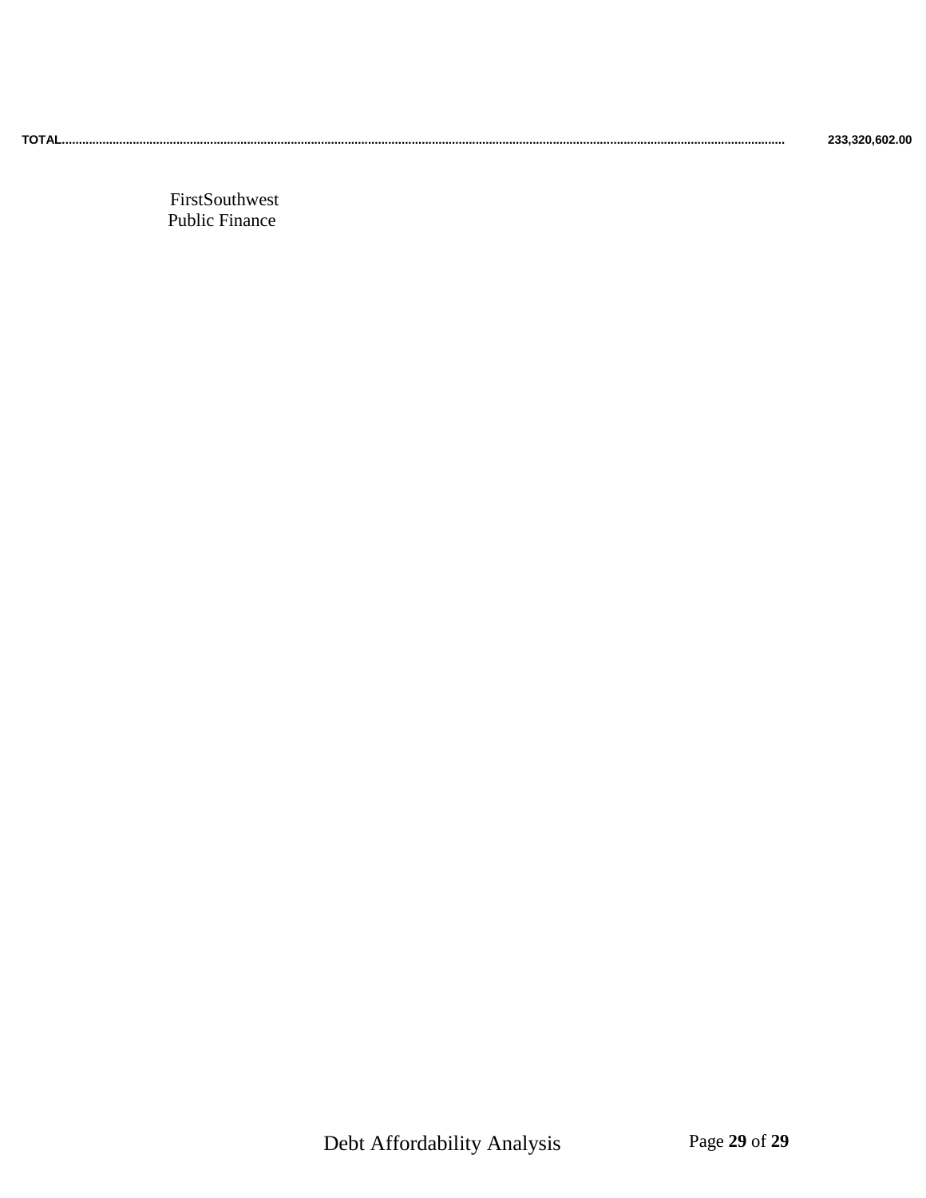**TOTAL.............................................................................................................................................................................................................................. 233,320,602.00**

FirstSouthwest
Public Finance